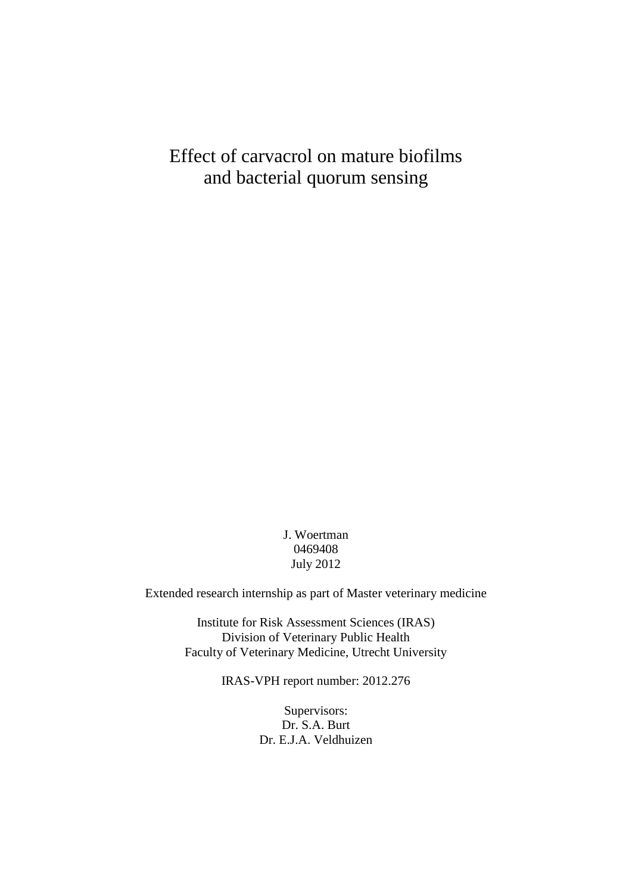# Effect of carvacrol on mature biofilms and bacterial quorum sensing

J. Woertman
0469408
July 2012

Extended research internship as part of Master veterinary medicine

Institute for Risk Assessment Sciences (IRAS)
Division of Veterinary Public Health
Faculty of Veterinary Medicine, Utrecht University

IRAS-VPH report number: 2012.276

Supervisors:
Dr. S.A. Burt
Dr. E.J.A. Veldhuizen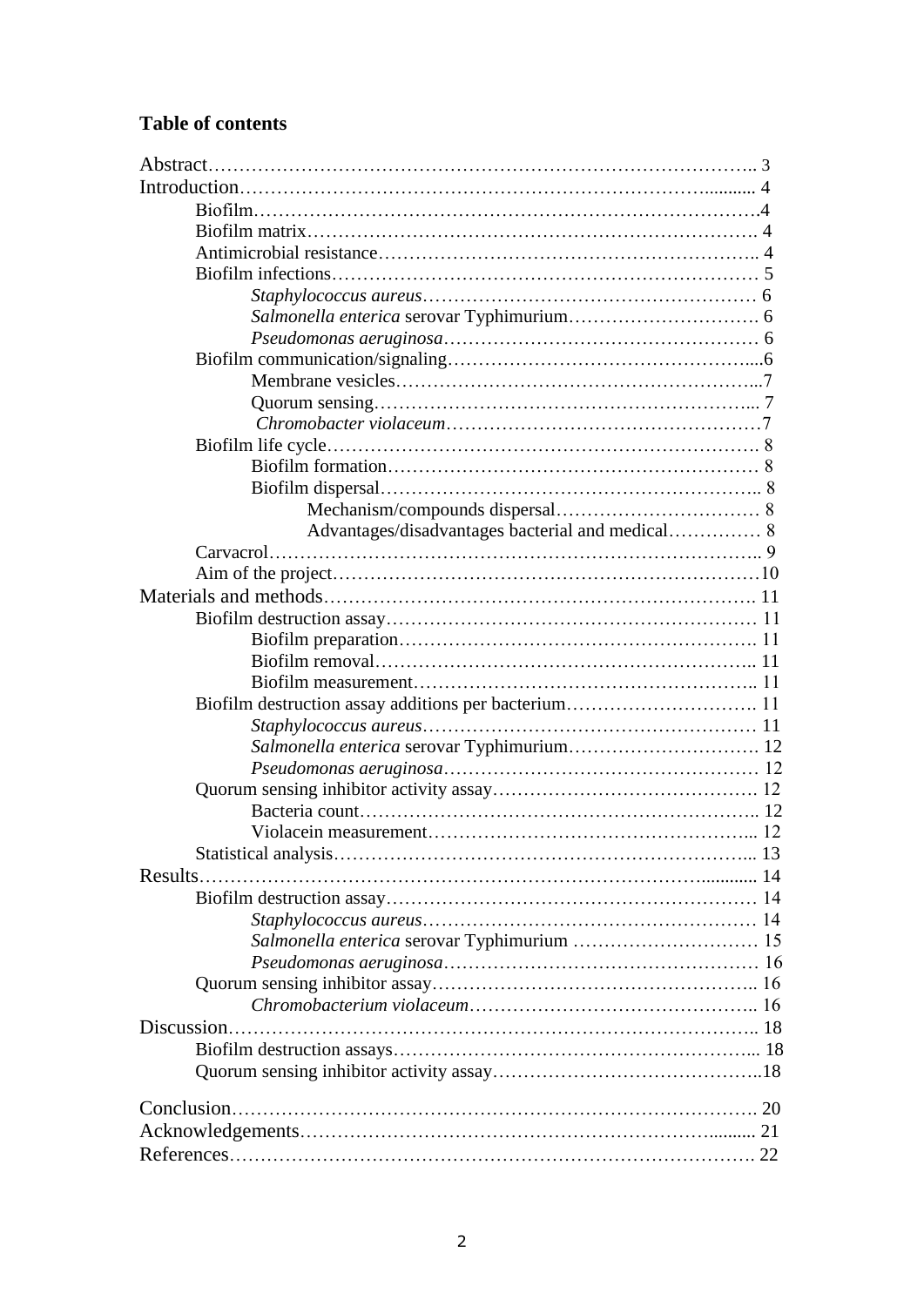### Table of contents

Abstract……………………………………………………………………………….. 3
Introduction…………………………………………………………………........... 4
    Biofilm……………………………………………………………………….4
    Biofilm matrix………………………………………………………………. 4
    Antimicrobial resistance…………………………………………………….. 4
    Biofilm infections…………………………………………………………… 5
        *Staphylococcus aureus*……………………………………………… 6
        *Salmonella enterica* serovar Typhimurium…………………………. 6
        *Pseudomonas aeruginosa*…………………………………………… 6
    Biofilm communication/signaling……………………………………….....6
        Membrane vesicles…………………………………………………...7
        Quorum sensing……………………………………………………... 7
        *Chromobacter violaceum*……………………………………………7
    Biofilm life cycle……………………………………………………………. 8
        Biofilm formation…………………………………………………… 8
        Biofilm dispersal…………………………………………………….. 8
            Mechanism/compounds dispersal…………………………… 8
            Advantages/disadvantages bacterial and medical…………… 8
    Carvacrol……………………………………………………………………….. 9
    Aim of the project……………………………………………………………10
Materials and methods……………………………………………………………. 11
    Biofilm destruction assay…………………………………………………… 11
        Biofilm preparation…………………………………………………. 11
        Biofilm removal…………………………………………………….. 11
        Biofilm measurement……………………………………………….. 11
    Biofilm destruction assay additions per bacterium…………………………. 11
        *Staphylococcus aureus*……………………………………………… 11
        *Salmonella enterica* serovar Typhimurium…………………………. 12
        *Pseudomonas aeruginosa*…………………………………………… 12
    Quorum sensing inhibitor activity assay……………………………………. 12
        Bacteria count……………………………………………………….. 12
        Violacein measurement……………………………………………... 12
    Statistical analysis…………………………………………………………... 13
Results…………………………………………………………………………........... 14
    Biofilm destruction assay…………………………………………………… 14
        *Staphylococcus aureus*……………………………………………… 14
        *Salmonella enterica* serovar Typhimurium ………………………… 15
        *Pseudomonas aeruginosa*…………………………………………… 16
    Quorum sensing inhibitor assay…………………………………………….. 16
        *Chromobacterium violaceum*……………………………………….. 16
Discussion………………………………………………………………………….. 18
    Biofilm destruction assays………………………………………………... 18
    Quorum sensing inhibitor activity assay……………………………………..18

Conclusion………………………………………………………………………. 20
Acknowledgements……………………………………………………….......... 21
References………………………………………………………………………. 22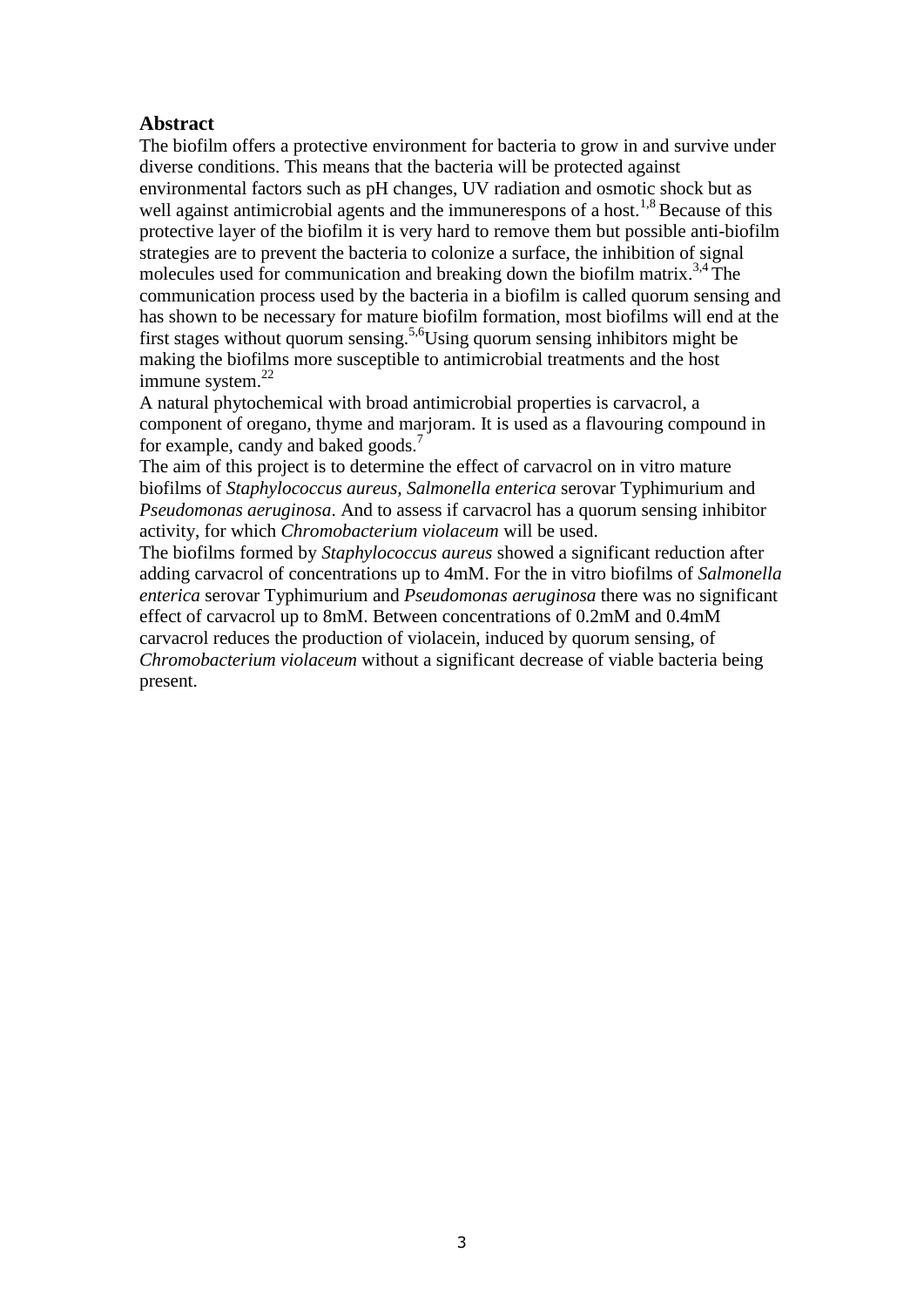## Abstract

The biofilm offers a protective environment for bacteria to grow in and survive under diverse conditions. This means that the bacteria will be protected against environmental factors such as pH changes, UV radiation and osmotic shock but as well against antimicrobial agents and the immunerespons of a host.[1,8] Because of this protective layer of the biofilm it is very hard to remove them but possible anti-biofilm strategies are to prevent the bacteria to colonize a surface, the inhibition of signal molecules used for communication and breaking down the biofilm matrix.[3,4] The communication process used by the bacteria in a biofilm is called quorum sensing and has shown to be necessary for mature biofilm formation, most biofilms will end at the first stages without quorum sensing.[5,6]Using quorum sensing inhibitors might be making the biofilms more susceptible to antimicrobial treatments and the host immune system.[22]

A natural phytochemical with broad antimicrobial properties is carvacrol, a component of oregano, thyme and marjoram. It is used as a flavouring compound in for example, candy and baked goods.[7]

The aim of this project is to determine the effect of carvacrol on in vitro mature biofilms of *Staphylococcus aureus*, *Salmonella enterica* serovar Typhimurium and *Pseudomonas aeruginosa*. And to assess if carvacrol has a quorum sensing inhibitor activity, for which *Chromobacterium violaceum* will be used.

The biofilms formed by *Staphylococcus aureus* showed a significant reduction after adding carvacrol of concentrations up to 4mM. For the in vitro biofilms of *Salmonella enterica* serovar Typhimurium and *Pseudomonas aeruginosa* there was no significant effect of carvacrol up to 8mM. Between concentrations of 0.2mM and 0.4mM carvacrol reduces the production of violacein, induced by quorum sensing, of *Chromobacterium violaceum* without a significant decrease of viable bacteria being present.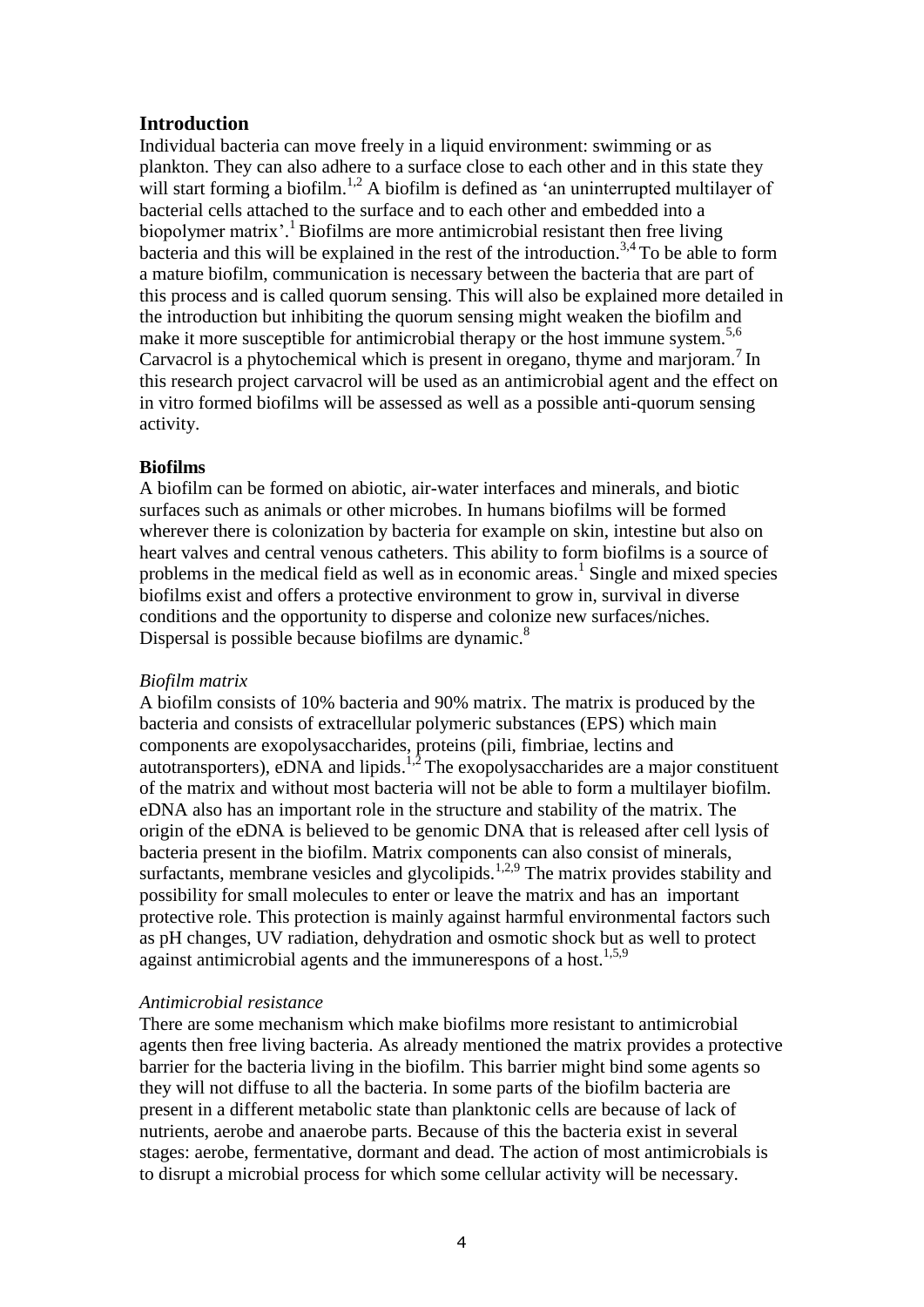## Introduction

Individual bacteria can move freely in a liquid environment: swimming or as plankton. They can also adhere to a surface close to each other and in this state they will start forming a biofilm.[1,2] A biofilm is defined as 'an uninterrupted multilayer of bacterial cells attached to the surface and to each other and embedded into a biopolymer matrix'.[1] Biofilms are more antimicrobial resistant then free living bacteria and this will be explained in the rest of the introduction.[3,4] To be able to form a mature biofilm, communication is necessary between the bacteria that are part of this process and is called quorum sensing. This will also be explained more detailed in the introduction but inhibiting the quorum sensing might weaken the biofilm and make it more susceptible for antimicrobial therapy or the host immune system.[5,6] Carvacrol is a phytochemical which is present in oregano, thyme and marjoram.[7] In this research project carvacrol will be used as an antimicrobial agent and the effect on in vitro formed biofilms will be assessed as well as a possible anti-quorum sensing activity.

### Biofilms

A biofilm can be formed on abiotic, air-water interfaces and minerals, and biotic surfaces such as animals or other microbes. In humans biofilms will be formed wherever there is colonization by bacteria for example on skin, intestine but also on heart valves and central venous catheters. This ability to form biofilms is a source of problems in the medical field as well as in economic areas.[1] Single and mixed species biofilms exist and offers a protective environment to grow in, survival in diverse conditions and the opportunity to disperse and colonize new surfaces/niches. Dispersal is possible because biofilms are dynamic.[8]

*Biofilm matrix*

A biofilm consists of 10% bacteria and 90% matrix. The matrix is produced by the bacteria and consists of extracellular polymeric substances (EPS) which main components are exopolysaccharides, proteins (pili, fimbriae, lectins and autotransporters), eDNA and lipids.[1,2] The exopolysaccharides are a major constituent of the matrix and without most bacteria will not be able to form a multilayer biofilm. eDNA also has an important role in the structure and stability of the matrix. The origin of the eDNA is believed to be genomic DNA that is released after cell lysis of bacteria present in the biofilm. Matrix components can also consist of minerals, surfactants, membrane vesicles and glycolipids.[1,2,9] The matrix provides stability and possibility for small molecules to enter or leave the matrix and has an important protective role. This protection is mainly against harmful environmental factors such as pH changes, UV radiation, dehydration and osmotic shock but as well to protect against antimicrobial agents and the immunerespons of a host.[1,5,9]

*Antimicrobial resistance*

There are some mechanism which make biofilms more resistant to antimicrobial agents then free living bacteria. As already mentioned the matrix provides a protective barrier for the bacteria living in the biofilm. This barrier might bind some agents so they will not diffuse to all the bacteria. In some parts of the biofilm bacteria are present in a different metabolic state than planktonic cells are because of lack of nutrients, aerobe and anaerobe parts. Because of this the bacteria exist in several stages: aerobe, fermentative, dormant and dead. The action of most antimicrobials is to disrupt a microbial process for which some cellular activity will be necessary.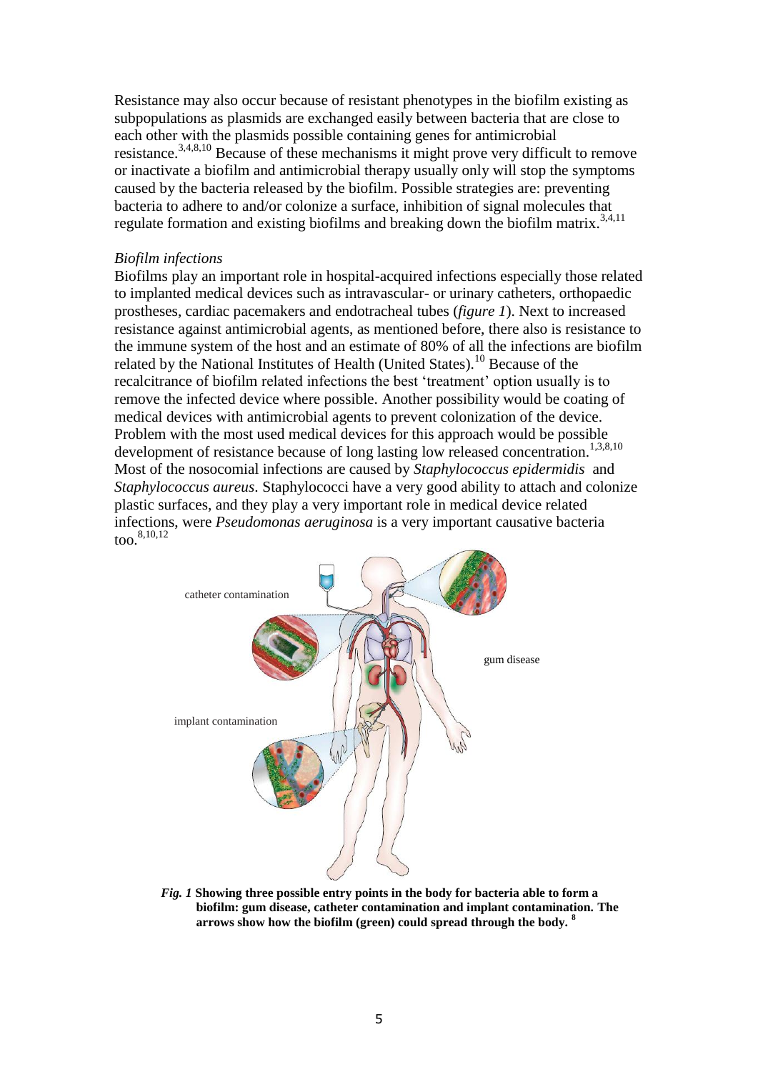Resistance may also occur because of resistant phenotypes in the biofilm existing as subpopulations as plasmids are exchanged easily between bacteria that are close to each other with the plasmids possible containing genes for antimicrobial resistance.[3,4,8,10] Because of these mechanisms it might prove very difficult to remove or inactivate a biofilm and antimicrobial therapy usually only will stop the symptoms caused by the bacteria released by the biofilm. Possible strategies are: preventing bacteria to adhere to and/or colonize a surface, inhibition of signal molecules that regulate formation and existing biofilms and breaking down the biofilm matrix.[3,4,11]

*Biofilm infections*

Biofilms play an important role in hospital-acquired infections especially those related to implanted medical devices such as intravascular- or urinary catheters, orthopaedic prostheses, cardiac pacemakers and endotracheal tubes (*figure 1*). Next to increased resistance against antimicrobial agents, as mentioned before, there also is resistance to the immune system of the host and an estimate of 80% of all the infections are biofilm related by the National Institutes of Health (United States).[10] Because of the recalcitrance of biofilm related infections the best 'treatment' option usually is to remove the infected device where possible. Another possibility would be coating of medical devices with antimicrobial agents to prevent colonization of the device. Problem with the most used medical devices for this approach would be possible development of resistance because of long lasting low released concentration.[1,3,8,10] Most of the nosocomial infections are caused by *Staphylococcus epidermidis* and *Staphylococcus aureus*. Staphylococci have a very good ability to attach and colonize plastic surfaces, and they play a very important role in medical device related infections, were *Pseudomonas aeruginosa* is a very important causative bacteria too.[8,10,12]

catheter contamination

gum disease

implant contamination

***Fig. 1*** **Showing three possible entry points in the body for bacteria able to form a biofilm: gum disease, catheter contamination and implant contamination. The arrows show how the biofilm (green) could spread through the body.** [8]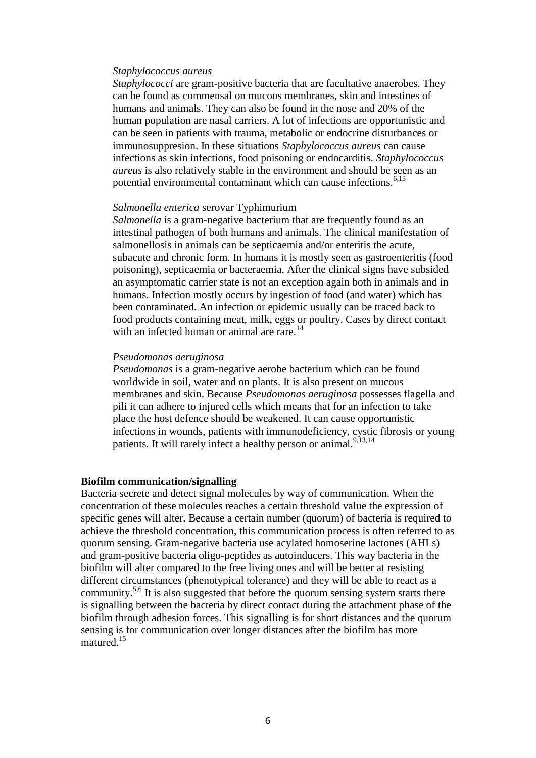*Staphylococcus aureus*

*Staphylococci* are gram-positive bacteria that are facultative anaerobes. They can be found as commensal on mucous membranes, skin and intestines of humans and animals. They can also be found in the nose and 20% of the human population are nasal carriers. A lot of infections are opportunistic and can be seen in patients with trauma, metabolic or endocrine disturbances or immunosuppresion. In these situations *Staphylococcus aureus* can cause infections as skin infections, food poisoning or endocarditis. *Staphylococcus aureus* is also relatively stable in the environment and should be seen as an potential environmental contaminant which can cause infections.[6,13]

*Salmonella enterica* serovar Typhimurium

*Salmonella* is a gram-negative bacterium that are frequently found as an intestinal pathogen of both humans and animals. The clinical manifestation of salmonellosis in animals can be septicaemia and/or enteritis the acute, subacute and chronic form. In humans it is mostly seen as gastroenteritis (food poisoning), septicaemia or bacteraemia. After the clinical signs have subsided an asymptomatic carrier state is not an exception again both in animals and in humans. Infection mostly occurs by ingestion of food (and water) which has been contaminated. An infection or epidemic usually can be traced back to food products containing meat, milk, eggs or poultry. Cases by direct contact with an infected human or animal are rare.[14]

*Pseudomonas aeruginosa*

*Pseudomonas* is a gram-negative aerobe bacterium which can be found worldwide in soil, water and on plants. It is also present on mucous membranes and skin. Because *Pseudomonas aeruginosa* possesses flagella and pili it can adhere to injured cells which means that for an infection to take place the host defence should be weakened. It can cause opportunistic infections in wounds, patients with immunodeficiency, cystic fibrosis or young patients. It will rarely infect a healthy person or animal.[9,13,14]

**Biofilm communication/signalling**

Bacteria secrete and detect signal molecules by way of communication. When the concentration of these molecules reaches a certain threshold value the expression of specific genes will alter. Because a certain number (quorum) of bacteria is required to achieve the threshold concentration, this communication process is often referred to as quorum sensing. Gram-negative bacteria use acylated homoserine lactones (AHLs) and gram-positive bacteria oligo-peptides as autoinducers. This way bacteria in the biofilm will alter compared to the free living ones and will be better at resisting different circumstances (phenotypical tolerance) and they will be able to react as a community.[5,6] It is also suggested that before the quorum sensing system starts there is signalling between the bacteria by direct contact during the attachment phase of the biofilm through adhesion forces. This signalling is for short distances and the quorum sensing is for communication over longer distances after the biofilm has more matured.[15]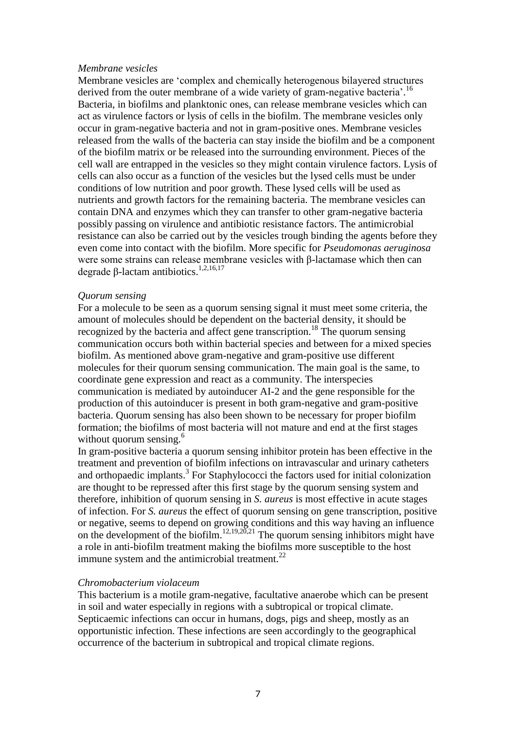*Membrane vesicles*

Membrane vesicles are 'complex and chemically heterogenous bilayered structures derived from the outer membrane of a wide variety of gram-negative bacteria'.[16] Bacteria, in biofilms and planktonic ones, can release membrane vesicles which can act as virulence factors or lysis of cells in the biofilm. The membrane vesicles only occur in gram-negative bacteria and not in gram-positive ones. Membrane vesicles released from the walls of the bacteria can stay inside the biofilm and be a component of the biofilm matrix or be released into the surrounding environment. Pieces of the cell wall are entrapped in the vesicles so they might contain virulence factors. Lysis of cells can also occur as a function of the vesicles but the lysed cells must be under conditions of low nutrition and poor growth. These lysed cells will be used as nutrients and growth factors for the remaining bacteria. The membrane vesicles can contain DNA and enzymes which they can transfer to other gram-negative bacteria possibly passing on virulence and antibiotic resistance factors. The antimicrobial resistance can also be carried out by the vesicles trough binding the agents before they even come into contact with the biofilm. More specific for *Pseudomonas aeruginosa* were some strains can release membrane vesicles with β-lactamase which then can degrade β-lactam antibiotics.[1,2,16,17]

*Quorum sensing*

For a molecule to be seen as a quorum sensing signal it must meet some criteria, the amount of molecules should be dependent on the bacterial density, it should be recognized by the bacteria and affect gene transcription.[18] The quorum sensing communication occurs both within bacterial species and between for a mixed species biofilm. As mentioned above gram-negative and gram-positive use different molecules for their quorum sensing communication. The main goal is the same, to coordinate gene expression and react as a community. The interspecies communication is mediated by autoinducer AI-2 and the gene responsible for the production of this autoinducer is present in both gram-negative and gram-positive bacteria. Quorum sensing has also been shown to be necessary for proper biofilm formation; the biofilms of most bacteria will not mature and end at the first stages without quorum sensing.[6]

In gram-positive bacteria a quorum sensing inhibitor protein has been effective in the treatment and prevention of biofilm infections on intravascular and urinary catheters and orthopaedic implants.[3] For Staphylococci the factors used for initial colonization are thought to be repressed after this first stage by the quorum sensing system and therefore, inhibition of quorum sensing in *S. aureus* is most effective in acute stages of infection. For *S. aureus* the effect of quorum sensing on gene transcription, positive or negative, seems to depend on growing conditions and this way having an influence on the development of the biofilm.[12,19,20,21] The quorum sensing inhibitors might have a role in anti-biofilm treatment making the biofilms more susceptible to the host immune system and the antimicrobial treatment.[22]

*Chromobacterium violaceum*

This bacterium is a motile gram-negative, facultative anaerobe which can be present in soil and water especially in regions with a subtropical or tropical climate. Septicaemic infections can occur in humans, dogs, pigs and sheep, mostly as an opportunistic infection. These infections are seen accordingly to the geographical occurrence of the bacterium in subtropical and tropical climate regions.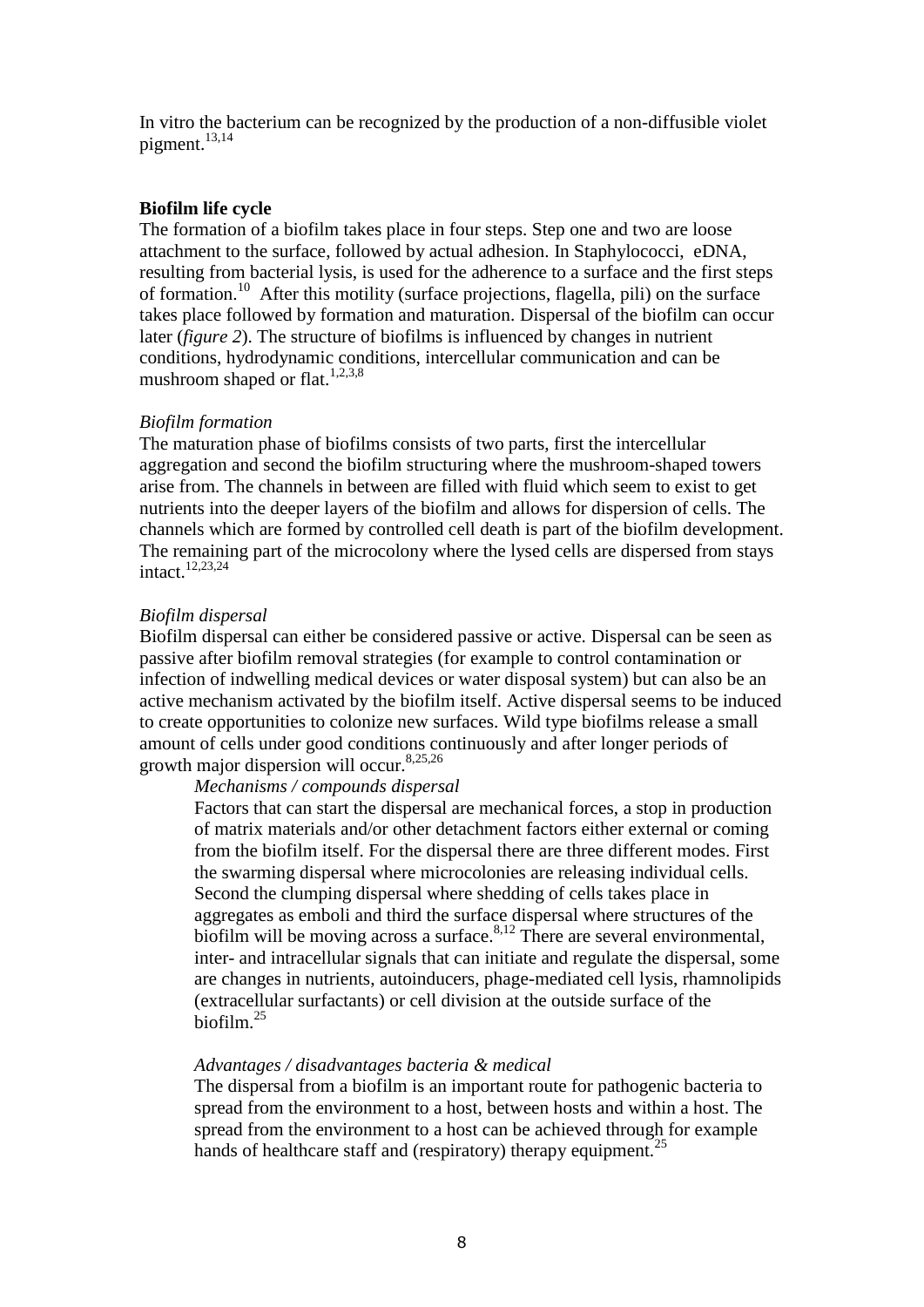In vitro the bacterium can be recognized by the production of a non-diffusible violet pigment.[13,14]

**Biofilm life cycle**

The formation of a biofilm takes place in four steps. Step one and two are loose attachment to the surface, followed by actual adhesion. In Staphylococci, eDNA, resulting from bacterial lysis, is used for the adherence to a surface and the first steps of formation.[10] After this motility (surface projections, flagella, pili) on the surface takes place followed by formation and maturation. Dispersal of the biofilm can occur later (*figure 2*). The structure of biofilms is influenced by changes in nutrient conditions, hydrodynamic conditions, intercellular communication and can be mushroom shaped or flat.[1,2,3,8]

*Biofilm formation*

The maturation phase of biofilms consists of two parts, first the intercellular aggregation and second the biofilm structuring where the mushroom-shaped towers arise from. The channels in between are filled with fluid which seem to exist to get nutrients into the deeper layers of the biofilm and allows for dispersion of cells. The channels which are formed by controlled cell death is part of the biofilm development. The remaining part of the microcolony where the lysed cells are dispersed from stays intact.[12,23,24]

*Biofilm dispersal*

Biofilm dispersal can either be considered passive or active. Dispersal can be seen as passive after biofilm removal strategies (for example to control contamination or infection of indwelling medical devices or water disposal system) but can also be an active mechanism activated by the biofilm itself. Active dispersal seems to be induced to create opportunities to colonize new surfaces. Wild type biofilms release a small amount of cells under good conditions continuously and after longer periods of growth major dispersion will occur.[8,25,26]

*Mechanisms / compounds dispersal*

Factors that can start the dispersal are mechanical forces, a stop in production of matrix materials and/or other detachment factors either external or coming from the biofilm itself. For the dispersal there are three different modes. First the swarming dispersal where microcolonies are releasing individual cells. Second the clumping dispersal where shedding of cells takes place in aggregates as emboli and third the surface dispersal where structures of the biofilm will be moving across a surface.[8,12] There are several environmental, inter- and intracellular signals that can initiate and regulate the dispersal, some are changes in nutrients, autoinducers, phage-mediated cell lysis, rhamnolipids (extracellular surfactants) or cell division at the outside surface of the biofilm.[25]

*Advantages / disadvantages bacteria & medical*

The dispersal from a biofilm is an important route for pathogenic bacteria to spread from the environment to a host, between hosts and within a host. The spread from the environment to a host can be achieved through for example hands of healthcare staff and (respiratory) therapy equipment.[25]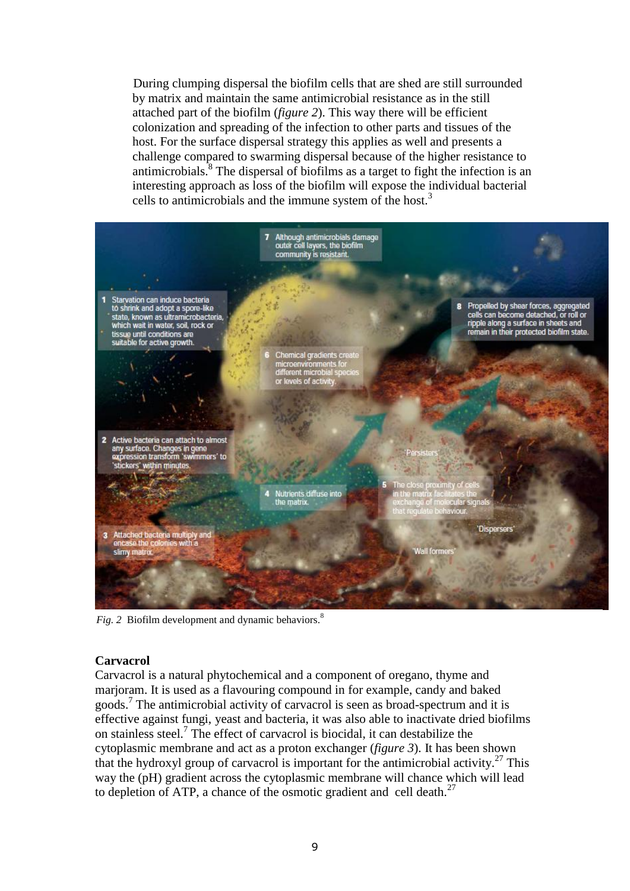During clumping dispersal the biofilm cells that are shed are still surrounded by matrix and maintain the same antimicrobial resistance as in the still attached part of the biofilm (*figure 2*). This way there will be efficient colonization and spreading of the infection to other parts and tissues of the host. For the surface dispersal strategy this applies as well and presents a challenge compared to swarming dispersal because of the higher resistance to antimicrobials.[8] The dispersal of biofilms as a target to fight the infection is an interesting approach as loss of the biofilm will expose the individual bacterial cells to antimicrobials and the immune system of the host.[3]

*Fig. 2* Biofilm development and dynamic behaviors.[8]

**Carvacrol**

Carvacrol is a natural phytochemical and a component of oregano, thyme and marjoram. It is used as a flavouring compound in for example, candy and baked goods.[7] The antimicrobial activity of carvacrol is seen as broad-spectrum and it is effective against fungi, yeast and bacteria, it was also able to inactivate dried biofilms on stainless steel.[7] The effect of carvacrol is biocidal, it can destabilize the cytoplasmic membrane and act as a proton exchanger (*figure 3*). It has been shown that the hydroxyl group of carvacrol is important for the antimicrobial activity.[27] This way the (pH) gradient across the cytoplasmic membrane will chance which will lead to depletion of ATP, a chance of the osmotic gradient and cell death.[27]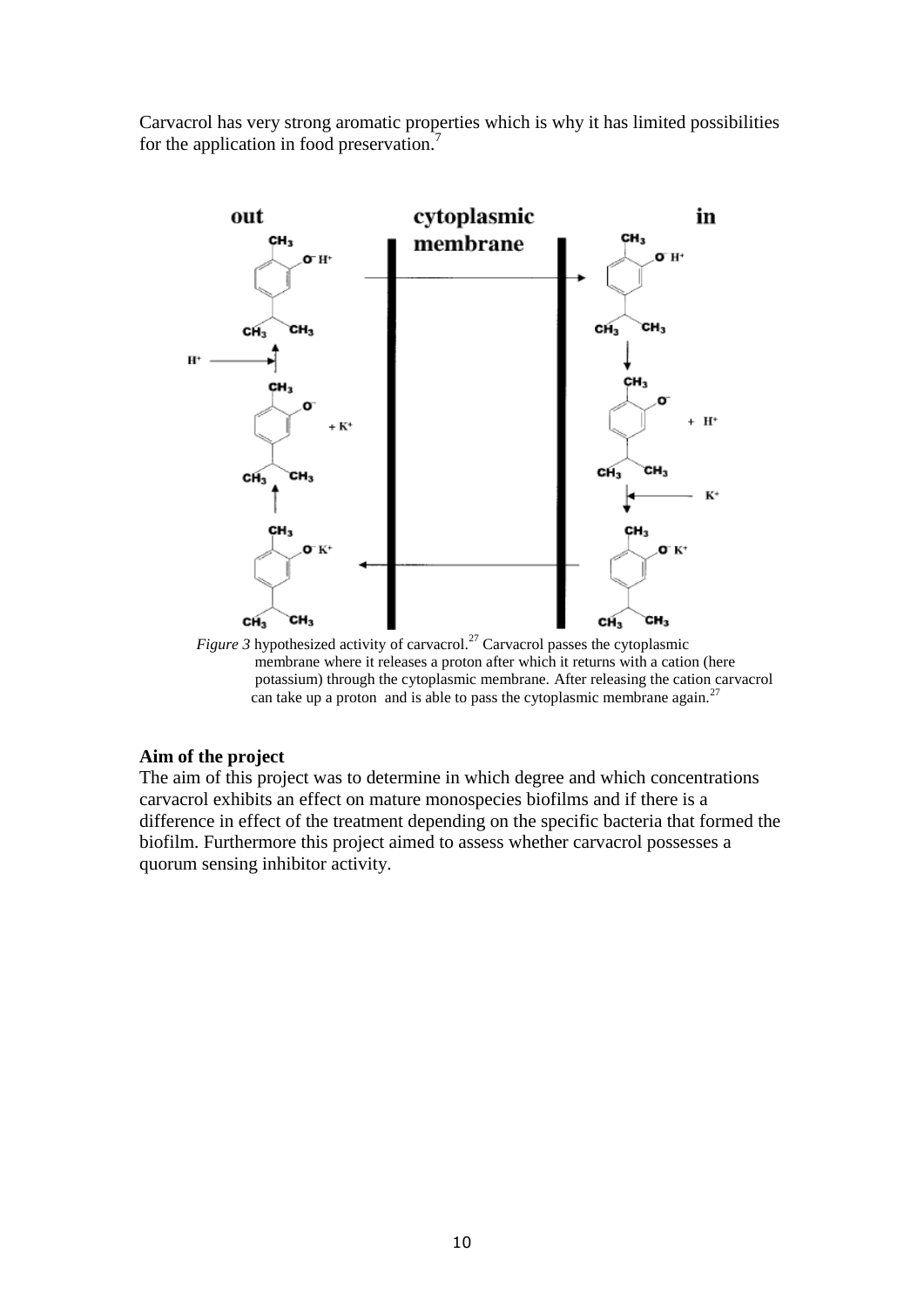Carvacrol has very strong aromatic properties which is why it has limited possibilities for the application in food preservation.[7]

*Figure 3* hypothesized activity of carvacrol.[27] Carvacrol passes the cytoplasmic membrane where it releases a proton after which it returns with a cation (here potassium) through the cytoplasmic membrane. After releasing the cation carvacrol can take up a proton and is able to pass the cytoplasmic membrane again.[27]

**Aim of the project**

The aim of this project was to determine in which degree and which concentrations carvacrol exhibits an effect on mature monospecies biofilms and if there is a difference in effect of the treatment depending on the specific bacteria that formed the biofilm. Furthermore this project aimed to assess whether carvacrol possesses a quorum sensing inhibitor activity.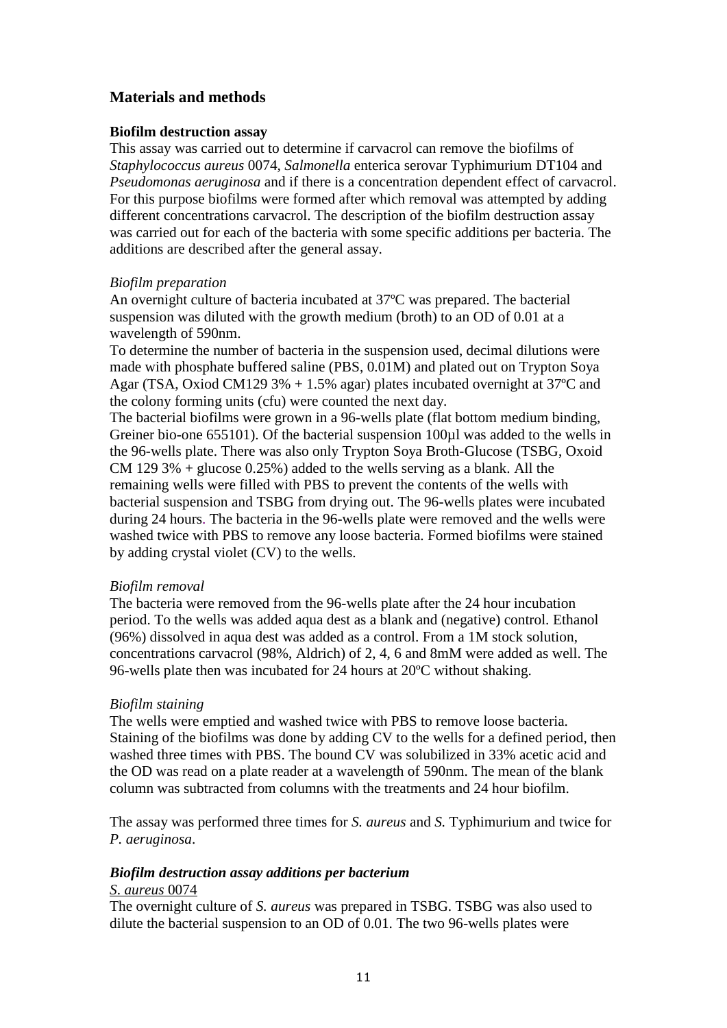## Materials and methods

### Biofilm destruction assay

This assay was carried out to determine if carvacrol can remove the biofilms of *Staphylococcus aureus* 0074, *Salmonella* enterica serovar Typhimurium DT104 and *Pseudomonas aeruginosa* and if there is a concentration dependent effect of carvacrol. For this purpose biofilms were formed after which removal was attempted by adding different concentrations carvacrol. The description of the biofilm destruction assay was carried out for each of the bacteria with some specific additions per bacteria. The additions are described after the general assay.

*Biofilm preparation*

An overnight culture of bacteria incubated at 37ºC was prepared. The bacterial suspension was diluted with the growth medium (broth) to an OD of 0.01 at a wavelength of 590nm.

To determine the number of bacteria in the suspension used, decimal dilutions were made with phosphate buffered saline (PBS, 0.01M) and plated out on Trypton Soya Agar (TSA, Oxiod CM129 3% + 1.5% agar) plates incubated overnight at 37ºC and the colony forming units (cfu) were counted the next day.

The bacterial biofilms were grown in a 96-wells plate (flat bottom medium binding, Greiner bio-one 655101). Of the bacterial suspension 100µl was added to the wells in the 96-wells plate. There was also only Trypton Soya Broth-Glucose (TSBG, Oxoid CM 129 3% + glucose 0.25%) added to the wells serving as a blank. All the remaining wells were filled with PBS to prevent the contents of the wells with bacterial suspension and TSBG from drying out. The 96-wells plates were incubated during 24 hours. The bacteria in the 96-wells plate were removed and the wells were washed twice with PBS to remove any loose bacteria. Formed biofilms were stained by adding crystal violet (CV) to the wells.

*Biofilm removal*

The bacteria were removed from the 96-wells plate after the 24 hour incubation period. To the wells was added aqua dest as a blank and (negative) control. Ethanol (96%) dissolved in aqua dest was added as a control. From a 1M stock solution, concentrations carvacrol (98%, Aldrich) of 2, 4, 6 and 8mM were added as well. The 96-wells plate then was incubated for 24 hours at 20ºC without shaking.

*Biofilm staining*

The wells were emptied and washed twice with PBS to remove loose bacteria. Staining of the biofilms was done by adding CV to the wells for a defined period, then washed three times with PBS. The bound CV was solubilized in 33% acetic acid and the OD was read on a plate reader at a wavelength of 590nm. The mean of the blank column was subtracted from columns with the treatments and 24 hour biofilm.

The assay was performed three times for *S. aureus* and *S.* Typhimurium and twice for *P. aeruginosa*.

***Biofilm destruction assay additions per bacterium***

<u>*S. aureus* 0074</u>

The overnight culture of *S. aureus* was prepared in TSBG. TSBG was also used to dilute the bacterial suspension to an OD of 0.01. The two 96-wells plates were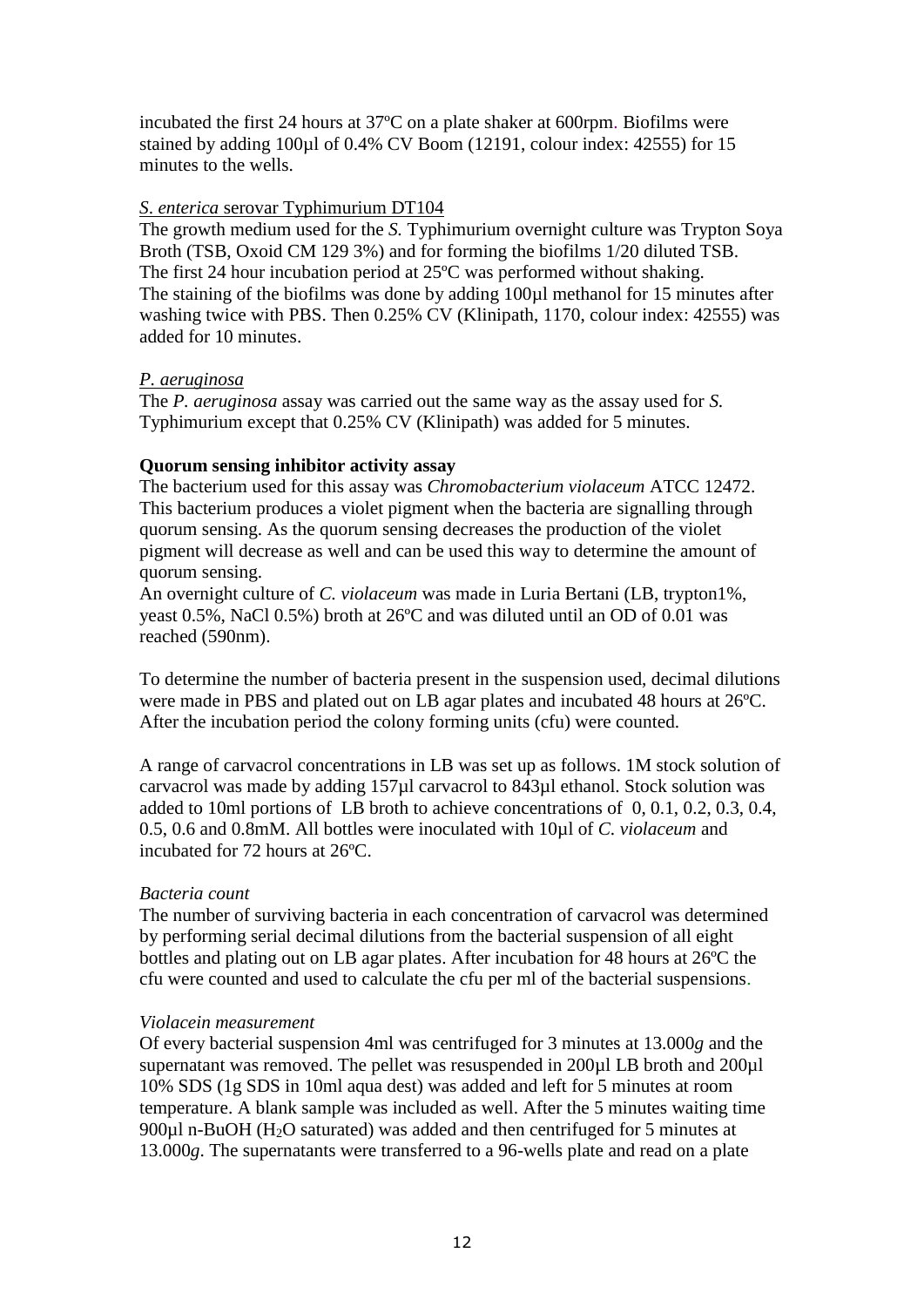incubated the first 24 hours at 37ºC on a plate shaker at 600rpm. Biofilms were stained by adding 100µl of 0.4% CV Boom (12191, colour index: 42555) for 15 minutes to the wells.

<u>*S. enterica* serovar Typhimurium DT104</u>

The growth medium used for the *S.* Typhimurium overnight culture was Trypton Soya Broth (TSB, Oxoid CM 129 3%) and for forming the biofilms 1/20 diluted TSB. The first 24 hour incubation period at 25ºC was performed without shaking. The staining of the biofilms was done by adding 100µl methanol for 15 minutes after washing twice with PBS. Then 0.25% CV (Klinipath, 1170, colour index: 42555) was added for 10 minutes.

<u>*P. aeruginosa*</u>

The *P. aeruginosa* assay was carried out the same way as the assay used for *S.* Typhimurium except that 0.25% CV (Klinipath) was added for 5 minutes.

**Quorum sensing inhibitor activity assay**

The bacterium used for this assay was *Chromobacterium violaceum* ATCC 12472. This bacterium produces a violet pigment when the bacteria are signalling through quorum sensing. As the quorum sensing decreases the production of the violet pigment will decrease as well and can be used this way to determine the amount of quorum sensing.

An overnight culture of *C. violaceum* was made in Luria Bertani (LB, trypton1%, yeast 0.5%, NaCl 0.5%) broth at 26ºC and was diluted until an OD of 0.01 was reached (590nm).

To determine the number of bacteria present in the suspension used, decimal dilutions were made in PBS and plated out on LB agar plates and incubated 48 hours at 26ºC. After the incubation period the colony forming units (cfu) were counted.

A range of carvacrol concentrations in LB was set up as follows. 1M stock solution of carvacrol was made by adding 157µl carvacrol to 843µl ethanol. Stock solution was added to 10ml portions of LB broth to achieve concentrations of 0, 0.1, 0.2, 0.3, 0.4, 0.5, 0.6 and 0.8mM. All bottles were inoculated with 10µl of *C. violaceum* and incubated for 72 hours at 26ºC.

*Bacteria count*

The number of surviving bacteria in each concentration of carvacrol was determined by performing serial decimal dilutions from the bacterial suspension of all eight bottles and plating out on LB agar plates. After incubation for 48 hours at 26ºC the cfu were counted and used to calculate the cfu per ml of the bacterial suspensions.

*Violacein measurement*

Of every bacterial suspension 4ml was centrifuged for 3 minutes at 13.000*g* and the supernatant was removed. The pellet was resuspended in 200µl LB broth and 200µl 10% SDS (1g SDS in 10ml aqua dest) was added and left for 5 minutes at room temperature. A blank sample was included as well. After the 5 minutes waiting time 900µl n-BuOH ($H_2O$ saturated) was added and then centrifuged for 5 minutes at 13.000*g*. The supernatants were transferred to a 96-wells plate and read on a plate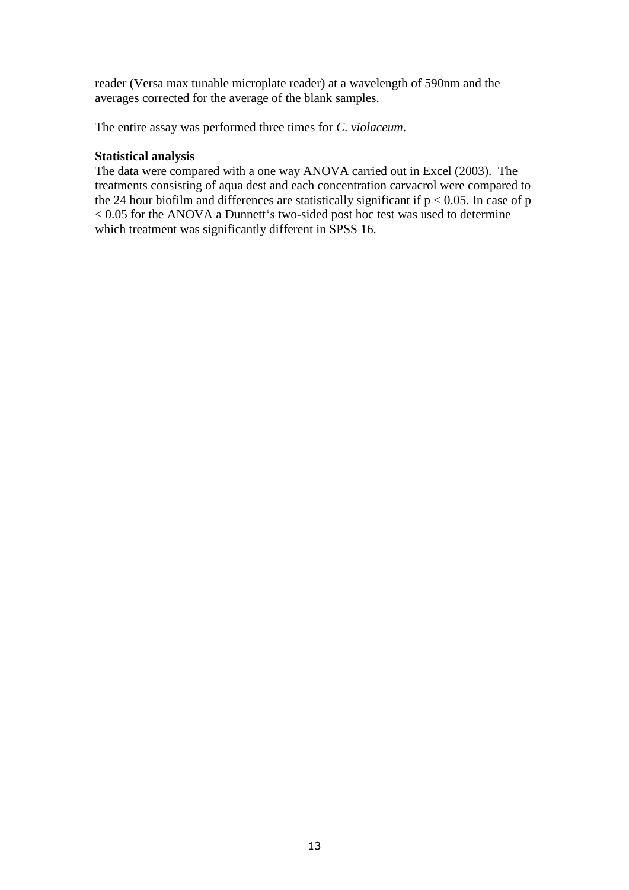reader (Versa max tunable microplate reader) at a wavelength of 590nm and the averages corrected for the average of the blank samples.

The entire assay was performed three times for *C. violaceum*.

**Statistical analysis**

The data were compared with a one way ANOVA carried out in Excel (2003). The treatments consisting of aqua dest and each concentration carvacrol were compared to the 24 hour biofilm and differences are statistically significant if $p < 0.05$. In case of $p < 0.05$ for the ANOVA a Dunnett's two-sided post hoc test was used to determine which treatment was significantly different in SPSS 16.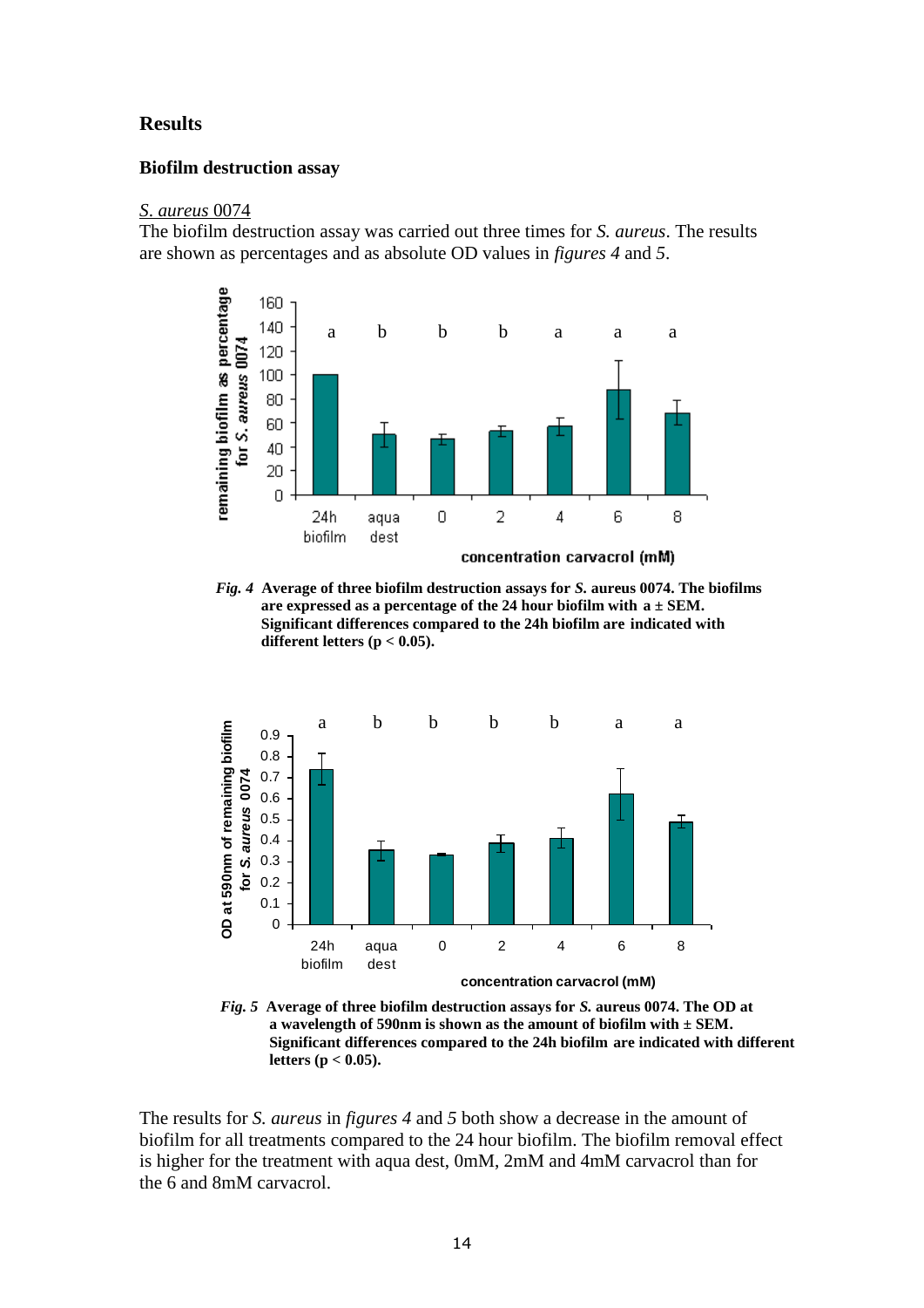## Results

### Biofilm destruction assay

*S. aureus* 0074

The biofilm destruction assay was carried out three times for *S. aureus*. The results are shown as percentages and as absolute OD values in *figures 4* and *5*.

***Fig. 4*** **Average of three biofilm destruction assays for *S.* aureus 0074. The biofilms are expressed as a percentage of the 24 hour biofilm with a ± SEM. Significant differences compared to the 24h biofilm are indicated with different letters ($p < 0.05$).**

***Fig. 5*** **Average of three biofilm destruction assays for *S.* aureus 0074. The OD at a wavelength of 590nm is shown as the amount of biofilm with ± SEM. Significant differences compared to the 24h biofilm are indicated with different letters ($p < 0.05$).**

The results for *S. aureus* in *figures 4* and *5* both show a decrease in the amount of biofilm for all treatments compared to the 24 hour biofilm. The biofilm removal effect is higher for the treatment with aqua dest, 0mM, 2mM and 4mM carvacrol than for the 6 and 8mM carvacrol.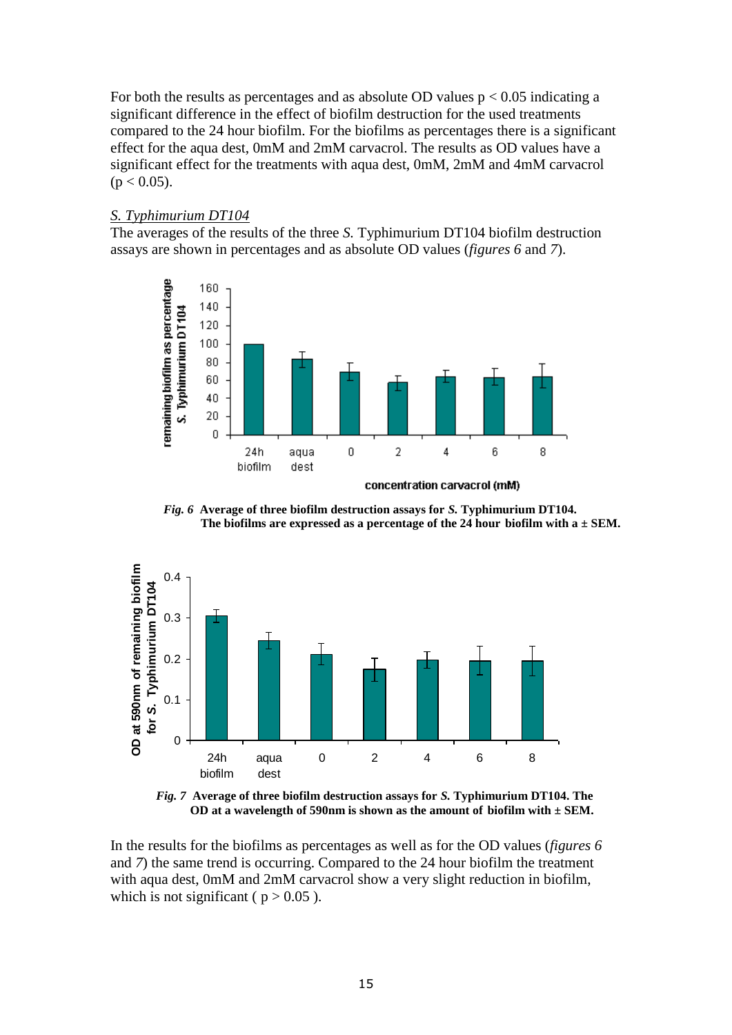For both the results as percentages and as absolute OD values $p < 0.05$ indicating a significant difference in the effect of biofilm destruction for the used treatments compared to the 24 hour biofilm. For the biofilms as percentages there is a significant effect for the aqua dest, 0mM and 2mM carvacrol. The results as OD values have a significant effect for the treatments with aqua dest, 0mM, 2mM and 4mM carvacrol ($p < 0.05$).

*S. Typhimurium DT104*

The averages of the results of the three *S.* Typhimurium DT104 biofilm destruction assays are shown in percentages and as absolute OD values (*figures 6* and *7*).

***Fig. 6*** **Average of three biofilm destruction assays for *S.* Typhimurium DT104. The biofilms are expressed as a percentage of the 24 hour biofilm with a ± SEM.**

***Fig. 7*** **Average of three biofilm destruction assays for *S.* Typhimurium DT104. The OD at a wavelength of 590nm is shown as the amount of biofilm with ± SEM.**

In the results for the biofilms as percentages as well as for the OD values (*figures 6* and *7*) the same trend is occurring. Compared to the 24 hour biofilm the treatment with aqua dest, 0mM and 2mM carvacrol show a very slight reduction in biofilm, which is not significant ( $p > 0.05$ ).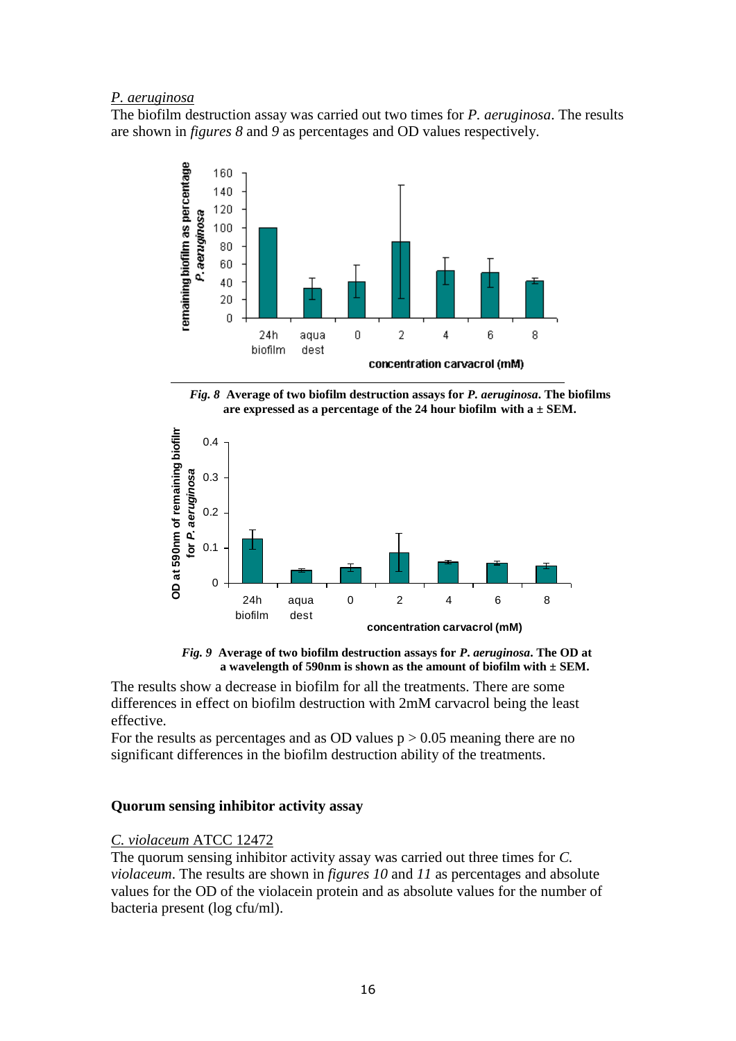*P. aeruginosa*

The biofilm destruction assay was carried out two times for *P. aeruginosa*. The results are shown in *figures 8* and *9* as percentages and OD values respectively.

***Fig. 8*** **Average of two biofilm destruction assays for *P. aeruginosa*. The biofilms are expressed as a percentage of the 24 hour biofilm with a ± SEM.**

***Fig. 9*** **Average of two biofilm destruction assays for *P. aeruginosa*. The OD at a wavelength of 590nm is shown as the amount of biofilm with ± SEM.**

The results show a decrease in biofilm for all the treatments. There are some differences in effect on biofilm destruction with 2mM carvacrol being the least effective.

For the results as percentages and as OD values $p > 0.05$ meaning there are no significant differences in the biofilm destruction ability of the treatments.

### Quorum sensing inhibitor activity assay

*C. violaceum* ATCC 12472

The quorum sensing inhibitor activity assay was carried out three times for *C. violaceum*. The results are shown in *figures 10* and *11* as percentages and absolute values for the OD of the violacein protein and as absolute values for the number of bacteria present (log cfu/ml).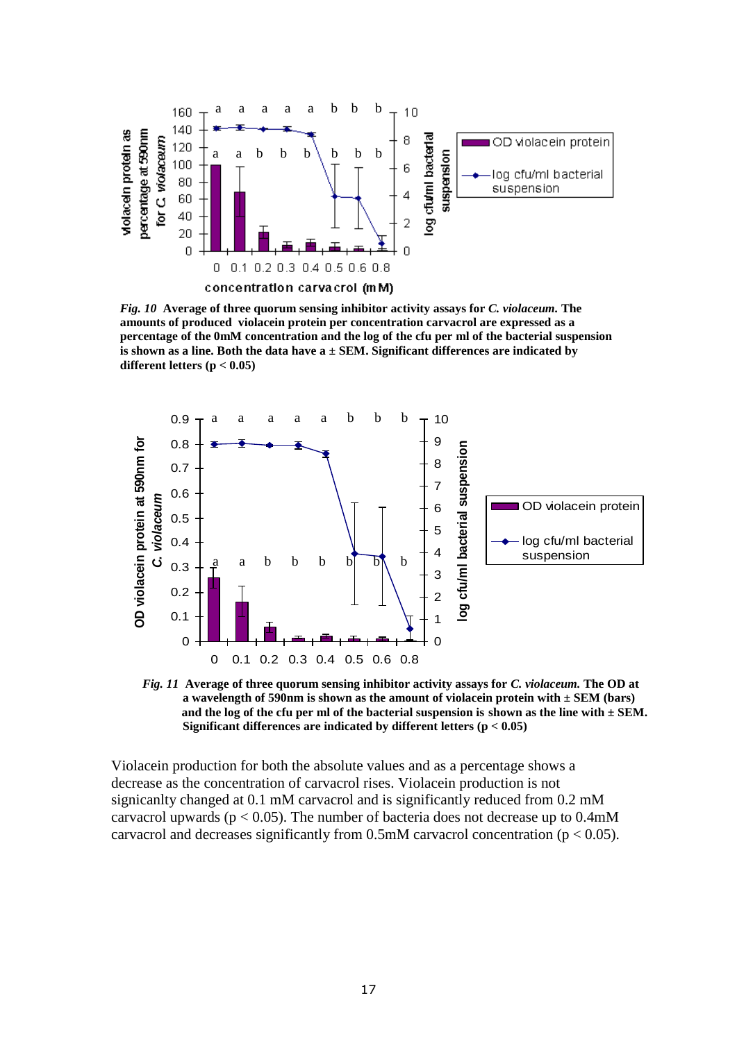***Fig. 10*** **Average of three quorum sensing inhibitor activity assays for *C. violaceum*. The amounts of produced violacein protein per concentration carvacrol are expressed as a percentage of the 0mM concentration and the log of the cfu per ml of the bacterial suspension is shown as a line. Both the data have a ± SEM. Significant differences are indicated by different letters ($p < 0.05$)**

***Fig. 11*** **Average of three quorum sensing inhibitor activity assays for *C. violaceum.* The OD at a wavelength of 590nm is shown as the amount of violacein protein with ± SEM (bars) and the log of the cfu per ml of the bacterial suspension is shown as the line with ± SEM. Significant differences are indicated by different letters ($p < 0.05$)**

Violacein production for both the absolute values and as a percentage shows a decrease as the concentration of carvacrol rises. Violacein production is not signicanlty changed at 0.1 mM carvacrol and is significantly reduced from 0.2 mM carvacrol upwards ($p < 0.05$). The number of bacteria does not decrease up to 0.4mM carvacrol and decreases significantly from 0.5mM carvacrol concentration ($p < 0.05$).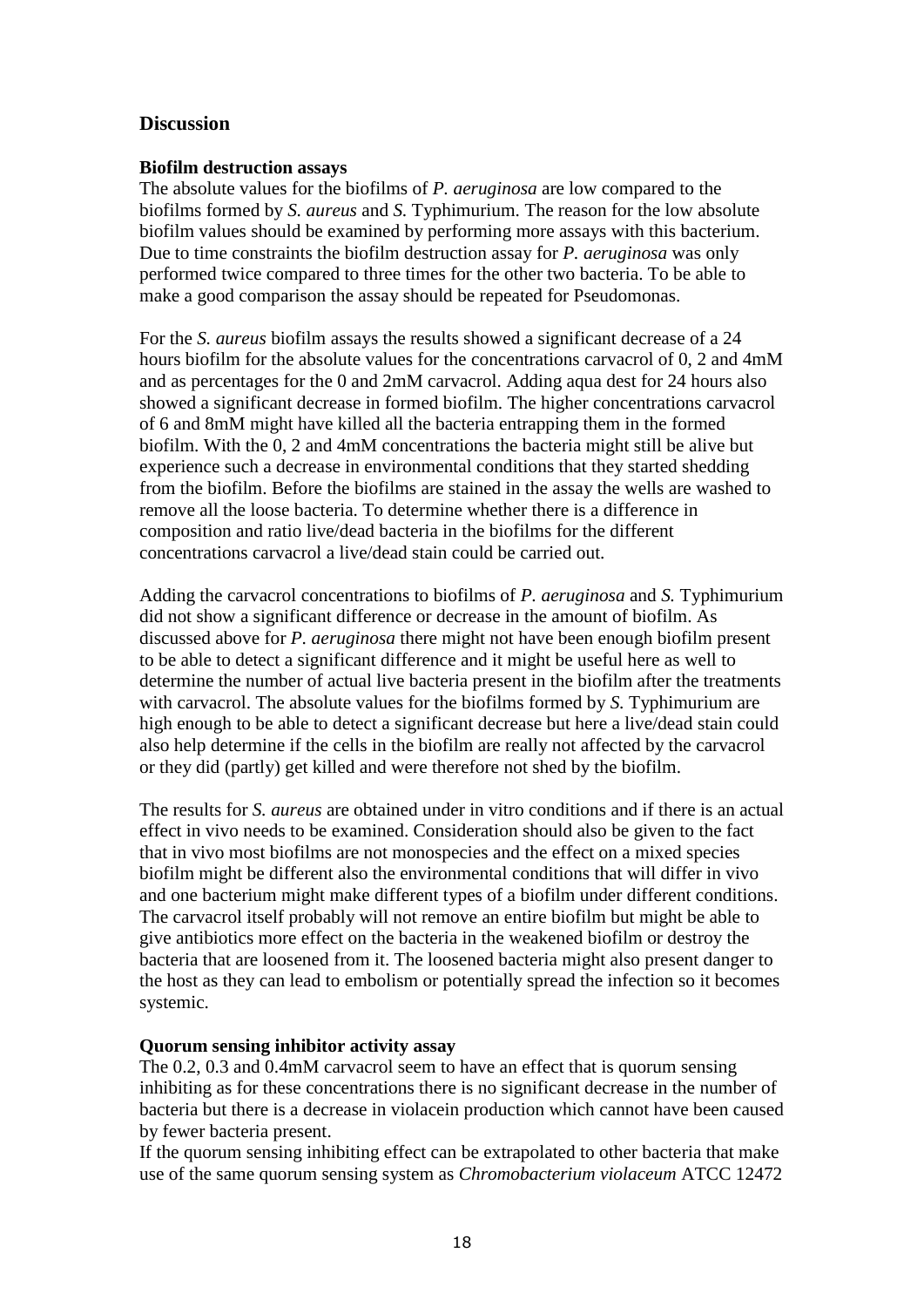## Discussion

### Biofilm destruction assays

The absolute values for the biofilms of *P. aeruginosa* are low compared to the biofilms formed by *S. aureus* and *S.* Typhimurium. The reason for the low absolute biofilm values should be examined by performing more assays with this bacterium. Due to time constraints the biofilm destruction assay for *P. aeruginosa* was only performed twice compared to three times for the other two bacteria. To be able to make a good comparison the assay should be repeated for Pseudomonas.

For the *S. aureus* biofilm assays the results showed a significant decrease of a 24 hours biofilm for the absolute values for the concentrations carvacrol of 0, 2 and 4mM and as percentages for the 0 and 2mM carvacrol. Adding aqua dest for 24 hours also showed a significant decrease in formed biofilm. The higher concentrations carvacrol of 6 and 8mM might have killed all the bacteria entrapping them in the formed biofilm. With the 0, 2 and 4mM concentrations the bacteria might still be alive but experience such a decrease in environmental conditions that they started shedding from the biofilm. Before the biofilms are stained in the assay the wells are washed to remove all the loose bacteria. To determine whether there is a difference in composition and ratio live/dead bacteria in the biofilms for the different concentrations carvacrol a live/dead stain could be carried out.

Adding the carvacrol concentrations to biofilms of *P. aeruginosa* and *S.* Typhimurium did not show a significant difference or decrease in the amount of biofilm. As discussed above for *P. aeruginosa* there might not have been enough biofilm present to be able to detect a significant difference and it might be useful here as well to determine the number of actual live bacteria present in the biofilm after the treatments with carvacrol. The absolute values for the biofilms formed by *S.* Typhimurium are high enough to be able to detect a significant decrease but here a live/dead stain could also help determine if the cells in the biofilm are really not affected by the carvacrol or they did (partly) get killed and were therefore not shed by the biofilm.

The results for *S. aureus* are obtained under in vitro conditions and if there is an actual effect in vivo needs to be examined. Consideration should also be given to the fact that in vivo most biofilms are not monospecies and the effect on a mixed species biofilm might be different also the environmental conditions that will differ in vivo and one bacterium might make different types of a biofilm under different conditions. The carvacrol itself probably will not remove an entire biofilm but might be able to give antibiotics more effect on the bacteria in the weakened biofilm or destroy the bacteria that are loosened from it. The loosened bacteria might also present danger to the host as they can lead to embolism or potentially spread the infection so it becomes systemic.

### Quorum sensing inhibitor activity assay

The 0.2, 0.3 and 0.4mM carvacrol seem to have an effect that is quorum sensing inhibiting as for these concentrations there is no significant decrease in the number of bacteria but there is a decrease in violacein production which cannot have been caused by fewer bacteria present.

If the quorum sensing inhibiting effect can be extrapolated to other bacteria that make use of the same quorum sensing system as *Chromobacterium violaceum* ATCC 12472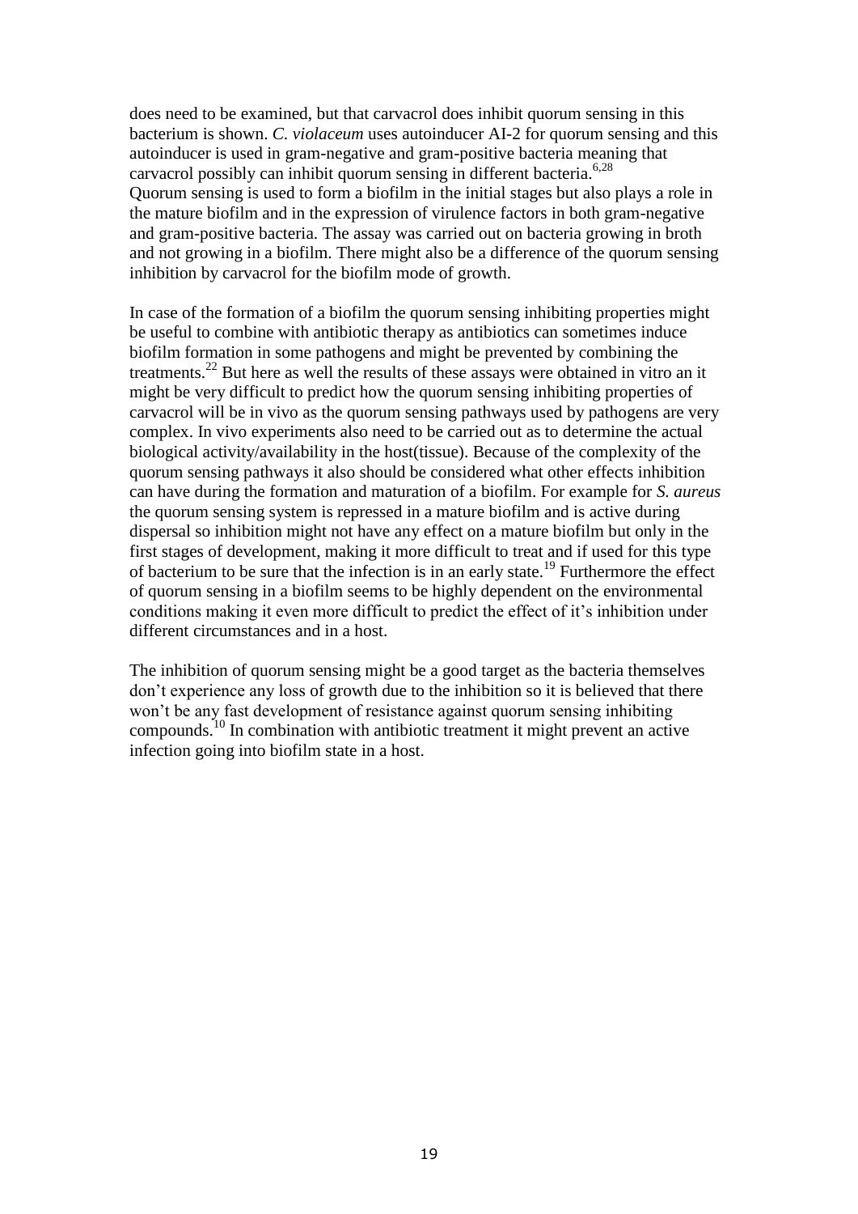does need to be examined, but that carvacrol does inhibit quorum sensing in this bacterium is shown. *C. violaceum* uses autoinducer AI-2 for quorum sensing and this autoinducer is used in gram-negative and gram-positive bacteria meaning that carvacrol possibly can inhibit quorum sensing in different bacteria.[6,28]
Quorum sensing is used to form a biofilm in the initial stages but also plays a role in the mature biofilm and in the expression of virulence factors in both gram-negative and gram-positive bacteria. The assay was carried out on bacteria growing in broth and not growing in a biofilm. There might also be a difference of the quorum sensing inhibition by carvacrol for the biofilm mode of growth.

In case of the formation of a biofilm the quorum sensing inhibiting properties might be useful to combine with antibiotic therapy as antibiotics can sometimes induce biofilm formation in some pathogens and might be prevented by combining the treatments.[22] But here as well the results of these assays were obtained in vitro an it might be very difficult to predict how the quorum sensing inhibiting properties of carvacrol will be in vivo as the quorum sensing pathways used by pathogens are very complex. In vivo experiments also need to be carried out as to determine the actual biological activity/availability in the host(tissue). Because of the complexity of the quorum sensing pathways it also should be considered what other effects inhibition can have during the formation and maturation of a biofilm. For example for *S. aureus* the quorum sensing system is repressed in a mature biofilm and is active during dispersal so inhibition might not have any effect on a mature biofilm but only in the first stages of development, making it more difficult to treat and if used for this type of bacterium to be sure that the infection is in an early state.[19] Furthermore the effect of quorum sensing in a biofilm seems to be highly dependent on the environmental conditions making it even more difficult to predict the effect of it's inhibition under different circumstances and in a host.

The inhibition of quorum sensing might be a good target as the bacteria themselves don't experience any loss of growth due to the inhibition so it is believed that there won't be any fast development of resistance against quorum sensing inhibiting compounds.[10] In combination with antibiotic treatment it might prevent an active infection going into biofilm state in a host.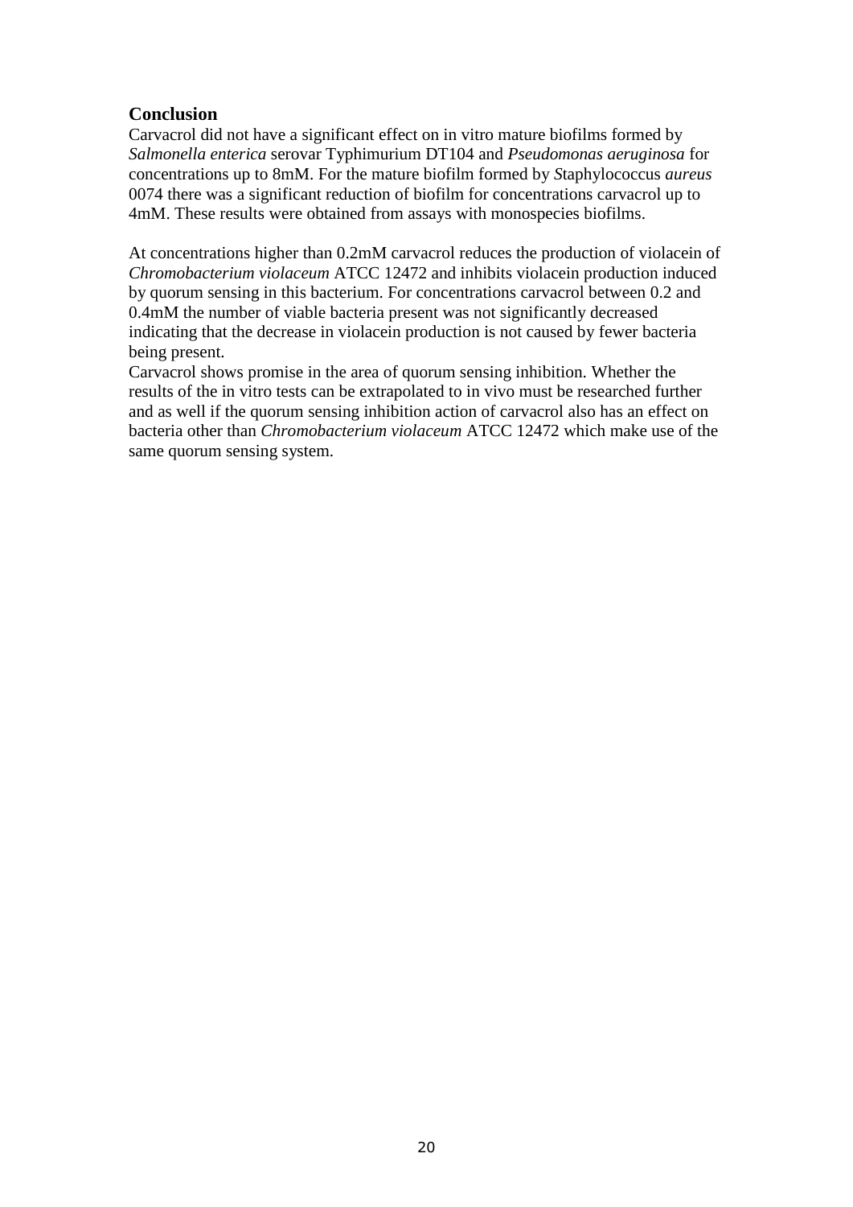## Conclusion

Carvacrol did not have a significant effect on in vitro mature biofilms formed by *Salmonella enterica* serovar Typhimurium DT104 and *Pseudomonas aeruginosa* for concentrations up to 8mM. For the mature biofilm formed by *S*taphylococcus *aureus* 0074 there was a significant reduction of biofilm for concentrations carvacrol up to 4mM. These results were obtained from assays with monospecies biofilms.

At concentrations higher than 0.2mM carvacrol reduces the production of violacein of *Chromobacterium violaceum* ATCC 12472 and inhibits violacein production induced by quorum sensing in this bacterium. For concentrations carvacrol between 0.2 and 0.4mM the number of viable bacteria present was not significantly decreased indicating that the decrease in violacein production is not caused by fewer bacteria being present.

Carvacrol shows promise in the area of quorum sensing inhibition. Whether the results of the in vitro tests can be extrapolated to in vivo must be researched further and as well if the quorum sensing inhibition action of carvacrol also has an effect on bacteria other than *Chromobacterium violaceum* ATCC 12472 which make use of the same quorum sensing system.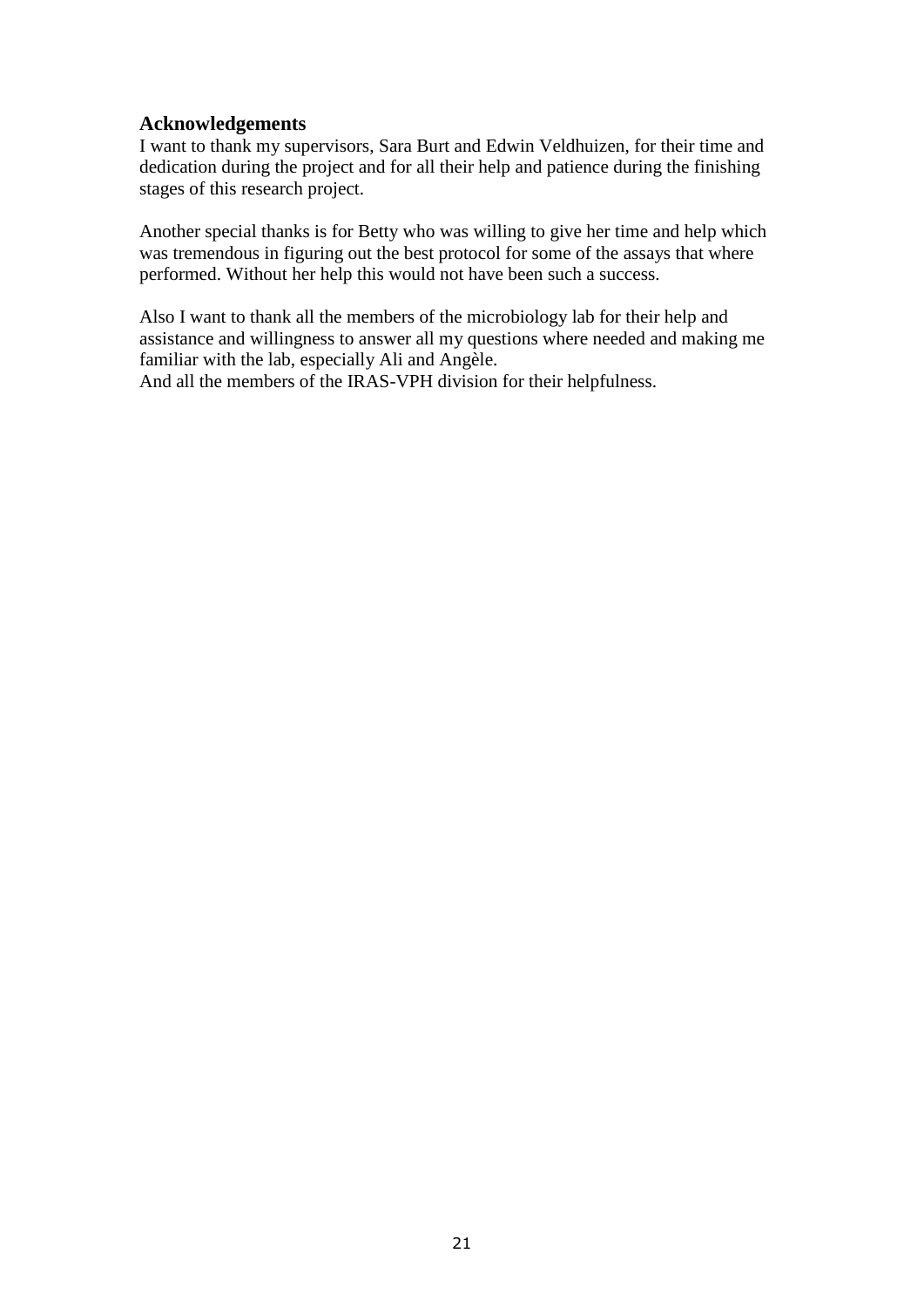## Acknowledgements

I want to thank my supervisors, Sara Burt and Edwin Veldhuizen, for their time and dedication during the project and for all their help and patience during the finishing stages of this research project.

Another special thanks is for Betty who was willing to give her time and help which was tremendous in figuring out the best protocol for some of the assays that where performed. Without her help this would not have been such a success.

Also I want to thank all the members of the microbiology lab for their help and assistance and willingness to answer all my questions where needed and making me familiar with the lab, especially Ali and Angèle.
And all the members of the IRAS-VPH division for their helpfulness.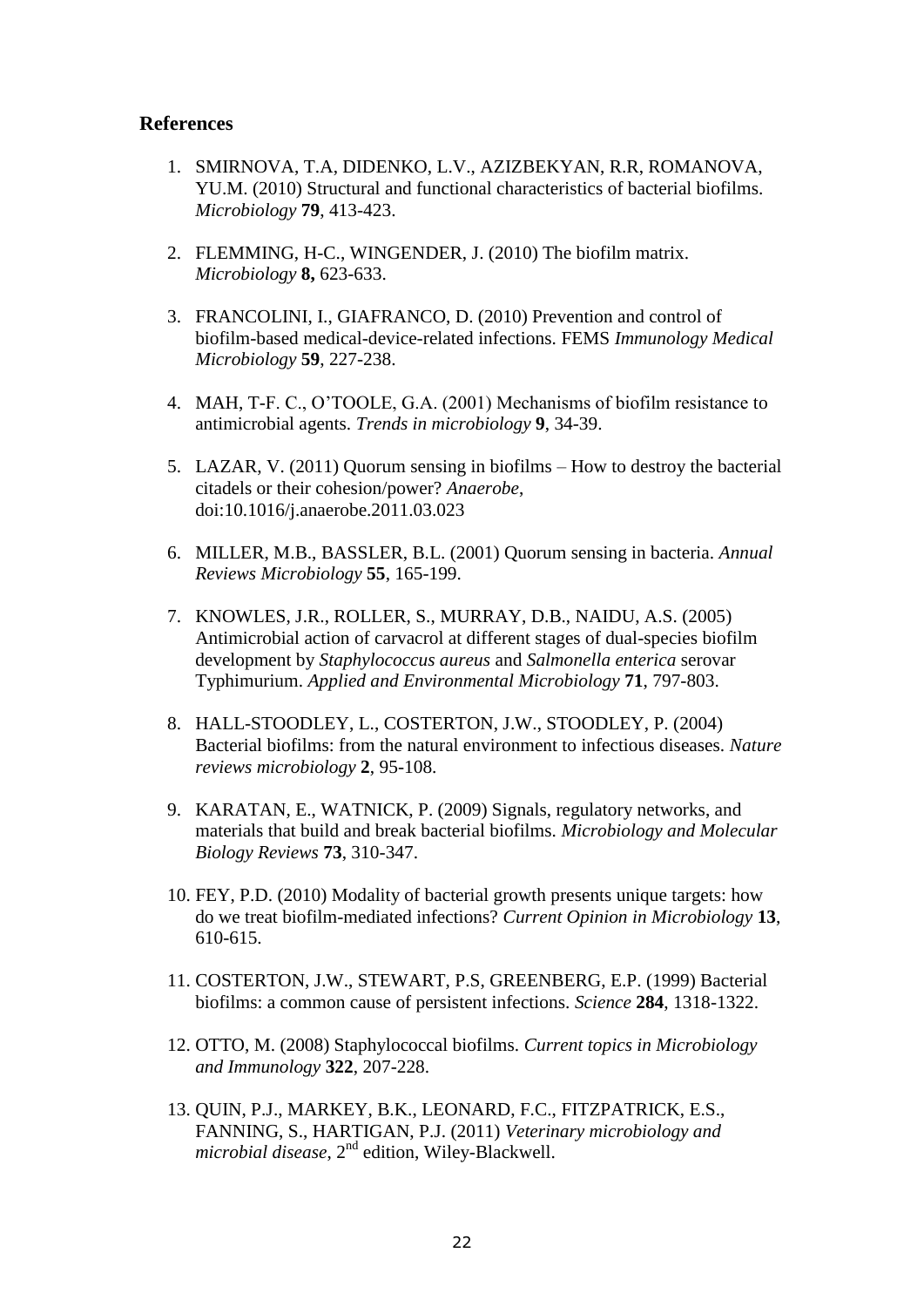## References

1. SMIRNOVA, T.A, DIDENKO, L.V., AZIZBEKYAN, R.R, ROMANOVA, YU.M. (2010) Structural and functional characteristics of bacterial biofilms. *Microbiology* **79**, 413-423.

2. FLEMMING, H-C., WINGENDER, J. (2010) The biofilm matrix. *Microbiology* **8,** 623-633.

3. FRANCOLINI, I., GIAFRANCO, D. (2010) Prevention and control of biofilm-based medical-device-related infections. FEMS *Immunology Medical Microbiology* **59**, 227-238.

4. MAH, T-F. C., O'TOOLE, G.A. (2001) Mechanisms of biofilm resistance to antimicrobial agents. *Trends in microbiology* **9**, 34-39.

5. LAZAR, V. (2011) Quorum sensing in biofilms – How to destroy the bacterial citadels or their cohesion/power? *Anaerobe*, doi:10.1016/j.anaerobe.2011.03.023

6. MILLER, M.B., BASSLER, B.L. (2001) Quorum sensing in bacteria. *Annual Reviews Microbiology* **55**, 165-199.

7. KNOWLES, J.R., ROLLER, S., MURRAY, D.B., NAIDU, A.S. (2005) Antimicrobial action of carvacrol at different stages of dual-species biofilm development by *Staphylococcus aureus* and *Salmonella enterica* serovar Typhimurium. *Applied and Environmental Microbiology* **71**, 797-803.

8. HALL-STOODLEY, L., COSTERTON, J.W., STOODLEY, P. (2004) Bacterial biofilms: from the natural environment to infectious diseases. *Nature reviews microbiology* **2**, 95-108.

9. KARATAN, E., WATNICK, P. (2009) Signals, regulatory networks, and materials that build and break bacterial biofilms. *Microbiology and Molecular Biology Reviews* **73**, 310-347.

10. FEY, P.D. (2010) Modality of bacterial growth presents unique targets: how do we treat biofilm-mediated infections? *Current Opinion in Microbiology* **13**, 610-615.

11. COSTERTON, J.W., STEWART, P.S, GREENBERG, E.P. (1999) Bacterial biofilms: a common cause of persistent infections. *Science* **284**, 1318-1322.

12. OTTO, M. (2008) Staphylococcal biofilms. *Current topics in Microbiology and Immunology* **322**, 207-228.

13. QUIN, P.J., MARKEY, B.K., LEONARD, F.C., FITZPATRICK, E.S., FANNING, S., HARTIGAN, P.J. (2011) *Veterinary microbiology and microbial disease*, 2nd edition, Wiley-Blackwell.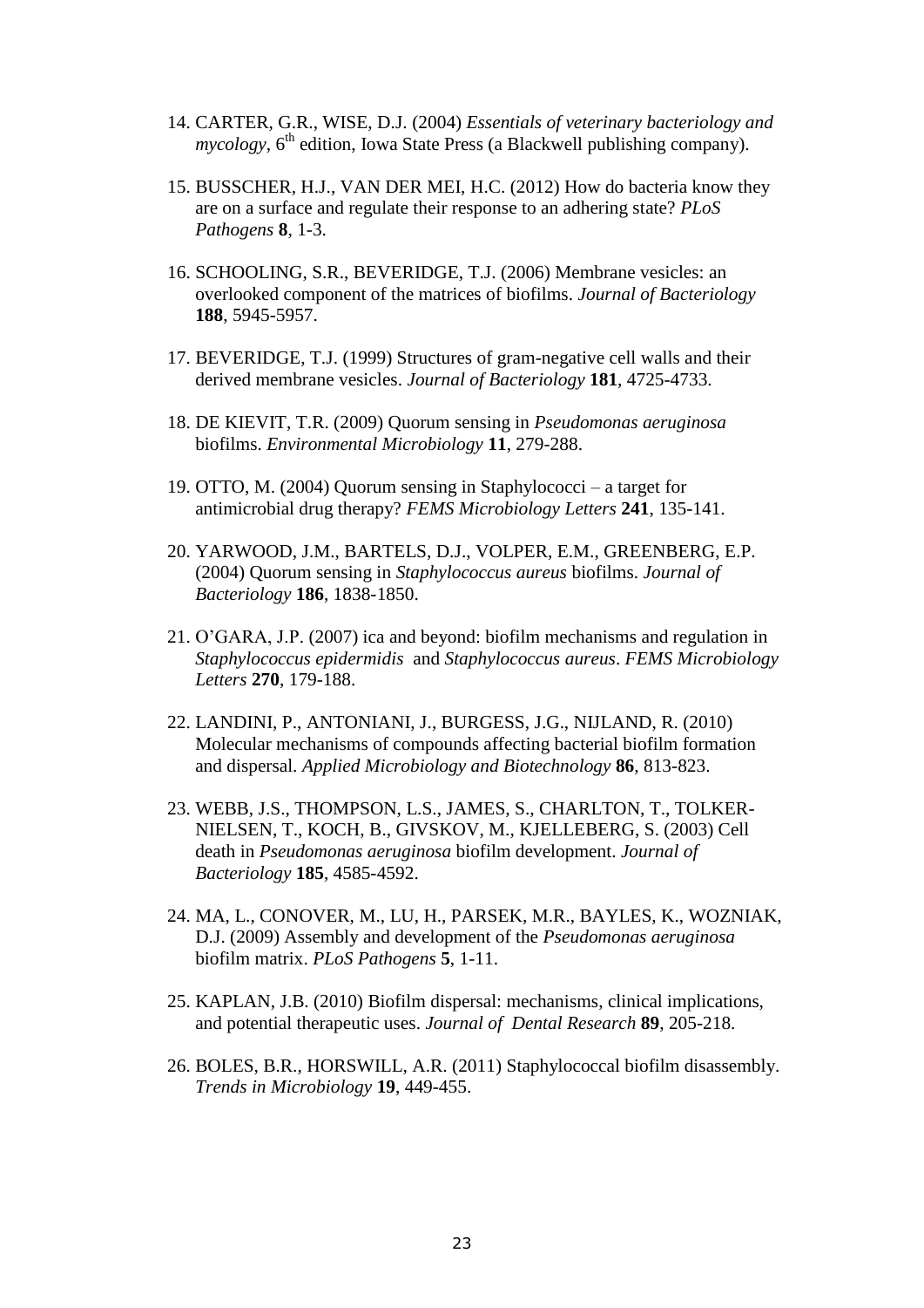14. CARTER, G.R., WISE, D.J. (2004) *Essentials of veterinary bacteriology and mycology*, 6$^{th}$ edition, Iowa State Press (a Blackwell publishing company).

15. BUSSCHER, H.J., VAN DER MEI, H.C. (2012) How do bacteria know they are on a surface and regulate their response to an adhering state? *PLoS Pathogens* **8**, 1-3.

16. SCHOOLING, S.R., BEVERIDGE, T.J. (2006) Membrane vesicles: an overlooked component of the matrices of biofilms. *Journal of Bacteriology* **188**, 5945-5957.

17. BEVERIDGE, T.J. (1999) Structures of gram-negative cell walls and their derived membrane vesicles. *Journal of Bacteriology* **181**, 4725-4733.

18. DE KIEVIT, T.R. (2009) Quorum sensing in *Pseudomonas aeruginosa* biofilms. *Environmental Microbiology* **11**, 279-288.

19. OTTO, M. (2004) Quorum sensing in Staphylococci – a target for antimicrobial drug therapy? *FEMS Microbiology Letters* **241**, 135-141.

20. YARWOOD, J.M., BARTELS, D.J., VOLPER, E.M., GREENBERG, E.P. (2004) Quorum sensing in *Staphylococcus aureus* biofilms. *Journal of Bacteriology* **186**, 1838-1850.

21. O'GARA, J.P. (2007) ica and beyond: biofilm mechanisms and regulation in *Staphylococcus epidermidis* and *Staphylococcus aureus*. *FEMS Microbiology Letters* **270**, 179-188.

22. LANDINI, P., ANTONIANI, J., BURGESS, J.G., NIJLAND, R. (2010) Molecular mechanisms of compounds affecting bacterial biofilm formation and dispersal. *Applied Microbiology and Biotechnology* **86**, 813-823.

23. WEBB, J.S., THOMPSON, L.S., JAMES, S., CHARLTON, T., TOLKER-NIELSEN, T., KOCH, B., GIVSKOV, M., KJELLEBERG, S. (2003) Cell death in *Pseudomonas aeruginosa* biofilm development. *Journal of Bacteriology* **185**, 4585-4592.

24. MA, L., CONOVER, M., LU, H., PARSEK, M.R., BAYLES, K., WOZNIAK, D.J. (2009) Assembly and development of the *Pseudomonas aeruginosa* biofilm matrix. *PLoS Pathogens* **5**, 1-11.

25. KAPLAN, J.B. (2010) Biofilm dispersal: mechanisms, clinical implications, and potential therapeutic uses. *Journal of Dental Research* **89**, 205-218.

26. BOLES, B.R., HORSWILL, A.R. (2011) Staphylococcal biofilm disassembly. *Trends in Microbiology* **19**, 449-455.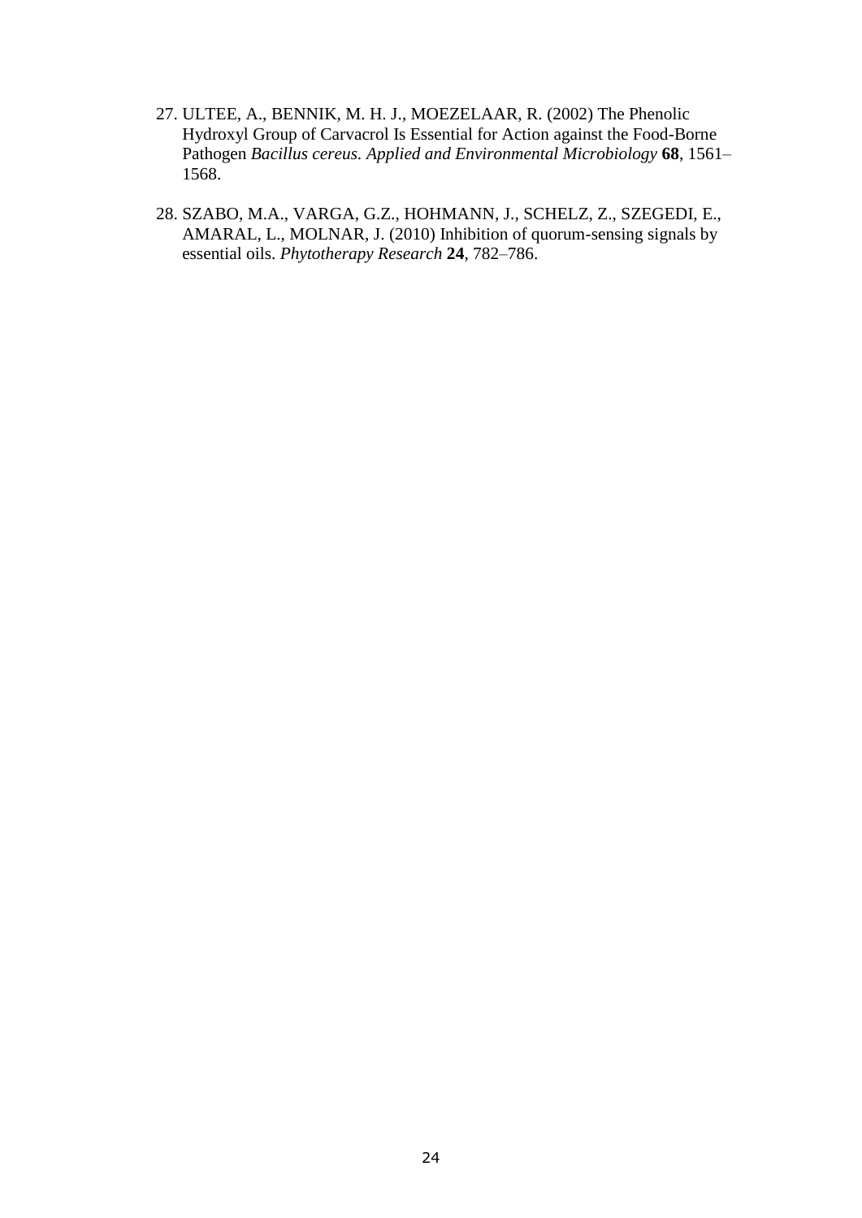27. ULTEE, A., BENNIK, M. H. J., MOEZELAAR, R. (2002) The Phenolic Hydroxyl Group of Carvacrol Is Essential for Action against the Food-Borne Pathogen *Bacillus cereus*. *Applied and Environmental Microbiology* **68**, 1561–1568.

28. SZABO, M.A., VARGA, G.Z., HOHMANN, J., SCHELZ, Z., SZEGEDI, E., AMARAL, L., MOLNAR, J. (2010) Inhibition of quorum-sensing signals by essential oils. *Phytotherapy Research* **24**, 782–786.